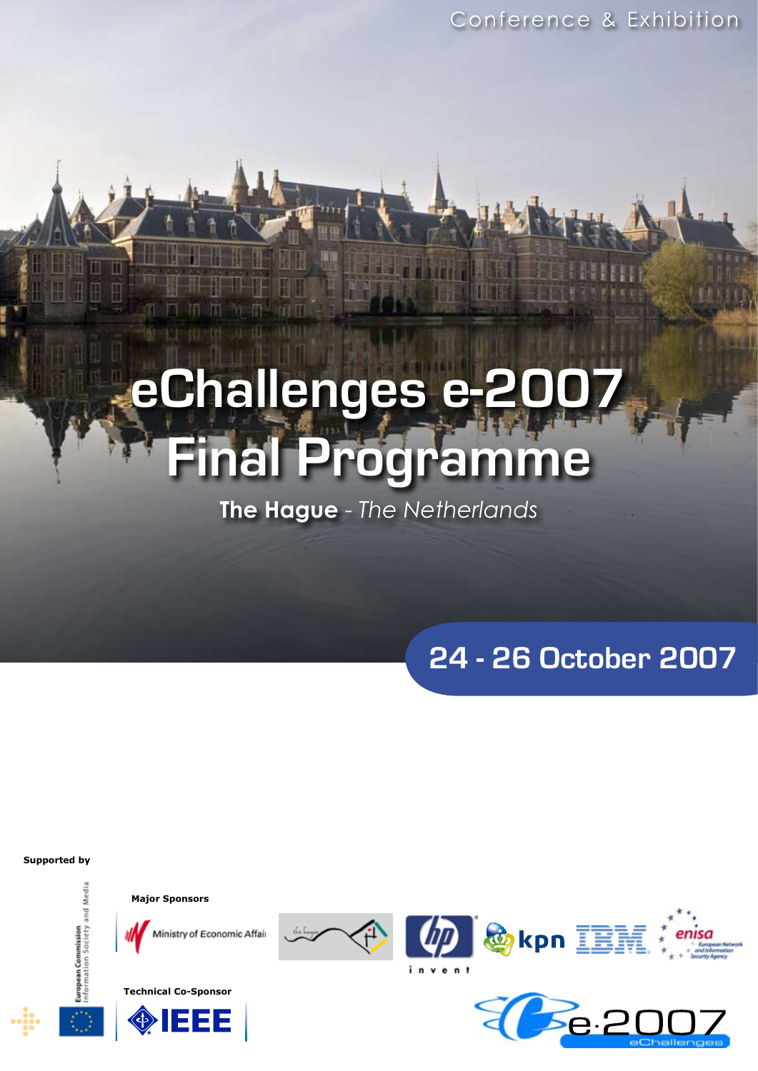Conference & Exhibition

# eChallenges e-2007 Final Programme

**The Hague** - *The Netherlands*

## 24 - 26 October 2007

**Supported by**

European Commission
Information Society and Media

**Major Sponsors**

Ministry of Economic Affairs

hp invent

kpn

IBM

enisa
European Network and Information Security Agency

**Technical Co-Sponsor**

IEEE

e-2007
eChallenges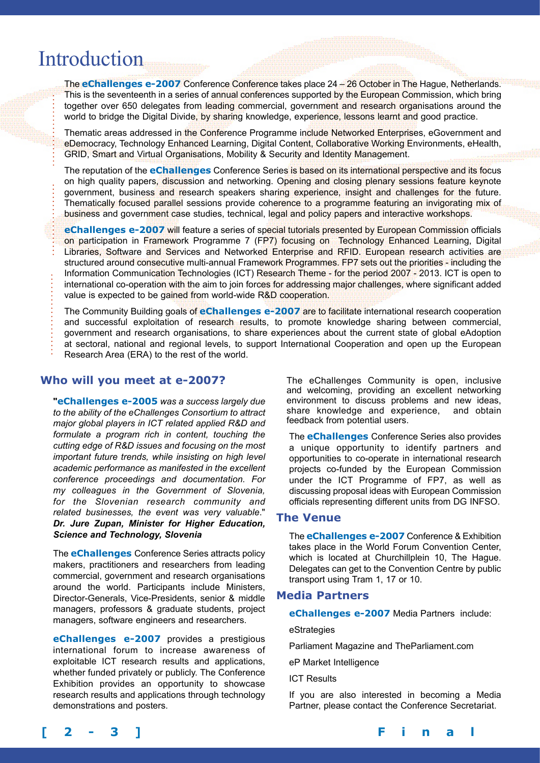# Introduction

The **eChallenges e-2007** Conference Conference takes place 24 – 26 October in The Hague, Netherlands. This is the seventeenth in a series of annual conferences supported by the European Commission, which bring together over 650 delegates from leading commercial, government and research organisations around the world to bridge the Digital Divide, by sharing knowledge, experience, lessons learnt and good practice.

Thematic areas addressed in the Conference Programme include Networked Enterprises, eGovernment and eDemocracy, Technology Enhanced Learning, Digital Content, Collaborative Working Environments, eHealth, GRID, Smart and Virtual Organisations, Mobility & Security and Identity Management.

The reputation of the **eChallenges** Conference Series is based on its international perspective and its focus on high quality papers, discussion and networking. Opening and closing plenary sessions feature keynote government, business and research speakers sharing experience, insight and challenges for the future. Thematically focused parallel sessions provide coherence to a programme featuring an invigorating mix of business and government case studies, technical, legal and policy papers and interactive workshops.

**eChallenges e-2007** will feature a series of special tutorials presented by European Commission officials on participation in Framework Programme 7 (FP7) focusing on Technology Enhanced Learning, Digital Libraries, Software and Services and Networked Enterprise and RFID. European research activities are structured around consecutive multi-annual Framework Programmes. FP7 sets out the priorities - including the Information Communication Technologies (ICT) Research Theme - for the period 2007 - 2013. ICT is open to international co-operation with the aim to join forces for addressing major challenges, where significant added value is expected to be gained from world-wide R&D cooperation.

The Community Building goals of **eChallenges e-2007** are to facilitate international research cooperation and successful exploitation of research results, to promote knowledge sharing between commercial, government and research organisations, to share experiences about the current state of global eAdoption at sectoral, national and regional levels, to support International Cooperation and open up the European Research Area (ERA) to the rest of the world.

## Who will you meet at e-2007?

"**eChallenges e-2005** *was a success largely due to the ability of the eChallenges Consortium to attract major global players in ICT related applied R&D and formulate a program rich in content, touching the cutting edge of R&D issues and focusing on the most important future trends, while insisting on high level academic performance as manifested in the excellent conference proceedings and documentation. For my colleagues in the Government of Slovenia, for the Slovenian research community and related businesses, the event was very valuable*."
***Dr. Jure Zupan, Minister for Higher Education, Science and Technology, Slovenia***

The **eChallenges** Conference Series attracts policy makers, practitioners and researchers from leading commercial, government and research organisations around the world. Participants include Ministers, Director-Generals, Vice-Presidents, senior & middle managers, professors & graduate students, project managers, software engineers and researchers.

**eChallenges e-2007** provides a prestigious international forum to increase awareness of exploitable ICT research results and applications, whether funded privately or publicly. The Conference Exhibition provides an opportunity to showcase research results and applications through technology demonstrations and posters.

The eChallenges Community is open, inclusive and welcoming, providing an excellent networking environment to discuss problems and new ideas, share knowledge and experience, and obtain feedback from potential users.

The **eChallenges** Conference Series also provides a unique opportunity to identify partners and opportunities to co-operate in international research projects co-funded by the European Commission under the ICT Programme of FP7, as well as discussing proposal ideas with European Commission officials representing different units from DG INFSO.

## The Venue

The **eChallenges e-2007** Conference & Exhibition takes place in the World Forum Convention Center, which is located at Churchillplein 10, The Hague. Delegates can get to the Convention Centre by public transport using Tram 1, 17 or 10.

## Media Partners

**eChallenges e-2007** Media Partners include:

eStrategies

Parliament Magazine and TheParliament.com

eP Market Intelligence

ICT Results

If you are also interested in becoming a Media Partner, please contact the Conference Secretariat.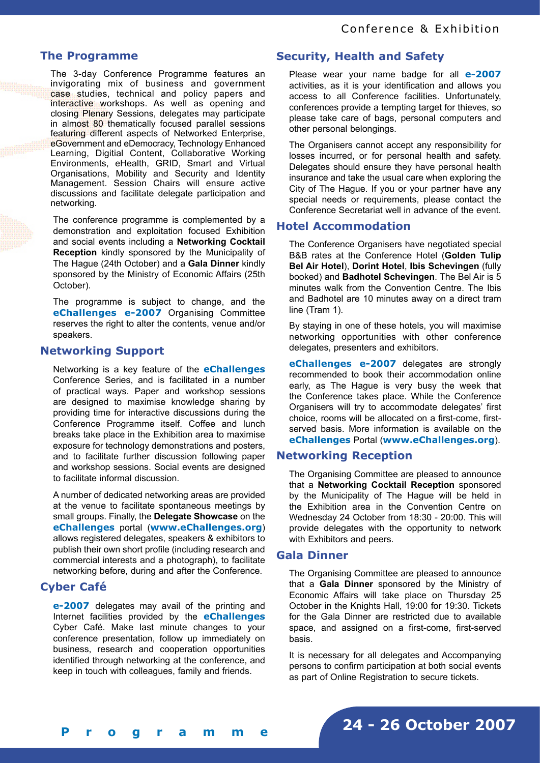## The Programme

The 3-day Conference Programme features an invigorating mix of business and government case studies, technical and policy papers and interactive workshops. As well as opening and closing Plenary Sessions, delegates may participate in almost 80 thematically focused parallel sessions featuring different aspects of Networked Enterprise, eGovernment and eDemocracy, Technology Enhanced Learning, Digitial Content, Collaborative Working Environments, eHealth, GRID, Smart and Virtual Organisations, Mobility and Security and Identity Management. Session Chairs will ensure active discussions and facilitate delegate participation and networking.

The conference programme is complemented by a demonstration and exploitation focused Exhibition and social events including a **Networking Cocktail Reception** kindly sponsored by the Municipality of The Hague (24th October) and a **Gala Dinner** kindly sponsored by the Ministry of Economic Affairs (25th October).

The programme is subject to change, and the **eChallenges e-2007** Organising Committee reserves the right to alter the contents, venue and/or speakers.

## Networking Support

Networking is a key feature of the **eChallenges** Conference Series, and is facilitated in a number of practical ways. Paper and workshop sessions are designed to maximise knowledge sharing by providing time for interactive discussions during the Conference Programme itself. Coffee and lunch breaks take place in the Exhibition area to maximise exposure for technology demonstrations and posters, and to facilitate further discussion following paper and workshop sessions. Social events are designed to facilitate informal discussion.

A number of dedicated networking areas are provided at the venue to facilitate spontaneous meetings by small groups. Finally, the **Delegate Showcase** on the **eChallenges** portal (**www.eChallenges.org**) allows registered delegates, speakers & exhibitors to publish their own short profile (including research and commercial interests and a photograph), to facilitate networking before, during and after the Conference.

## Cyber Café

**e-2007** delegates may avail of the printing and Internet facilities provided by the **eChallenges** Cyber Café. Make last minute changes to your conference presentation, follow up immediately on business, research and cooperation opportunities identified through networking at the conference, and keep in touch with colleagues, family and friends.

## Security, Health and Safety

Please wear your name badge for all **e-2007** activities, as it is your identification and allows you access to all Conference facilities. Unfortunately, conferences provide a tempting target for thieves, so please take care of bags, personal computers and other personal belongings.

The Organisers cannot accept any responsibility for losses incurred, or for personal health and safety. Delegates should ensure they have personal health insurance and take the usual care when exploring the City of The Hague. If you or your partner have any special needs or requirements, please contact the Conference Secretariat well in advance of the event.

## Hotel Accommodation

The Conference Organisers have negotiated special B&B rates at the Conference Hotel (**Golden Tulip Bel Air Hotel**), **Dorint Hotel**, **Ibis Schevingen** (fully booked) and **Badhotel Schevingen**. The Bel Air is 5 minutes walk from the Convention Centre. The Ibis and Badhotel are 10 minutes away on a direct tram line (Tram 1).

By staying in one of these hotels, you will maximise networking opportunities with other conference delegates, presenters and exhibitors.

**eChallenges e-2007** delegates are strongly recommended to book their accommodation online early, as The Hague is very busy the week that the Conference takes place. While the Conference Organisers will try to accommodate delegates' first choice, rooms will be allocated on a first-come, first-served basis. More information is available on the **eChallenges** Portal (**www.eChallenges.org**).

## Networking Reception

The Organising Committee are pleased to announce that a **Networking Cocktail Reception** sponsored by the Municipality of The Hague will be held in the Exhibition area in the Convention Centre on Wednesday 24 October from 18:30 - 20:00. This will provide delegates with the opportunity to network with Exhibitors and peers.

## Gala Dinner

The Organising Committee are pleased to announce that a **Gala Dinner** sponsored by the Ministry of Economic Affairs will take place on Thursday 25 October in the Knights Hall, 19:00 for 19:30. Tickets for the Gala Dinner are restricted due to available space, and assigned on a first-come, first-served basis.

It is necessary for all delegates and Accompanying persons to confirm participation at both social events as part of Online Registration to secure tickets.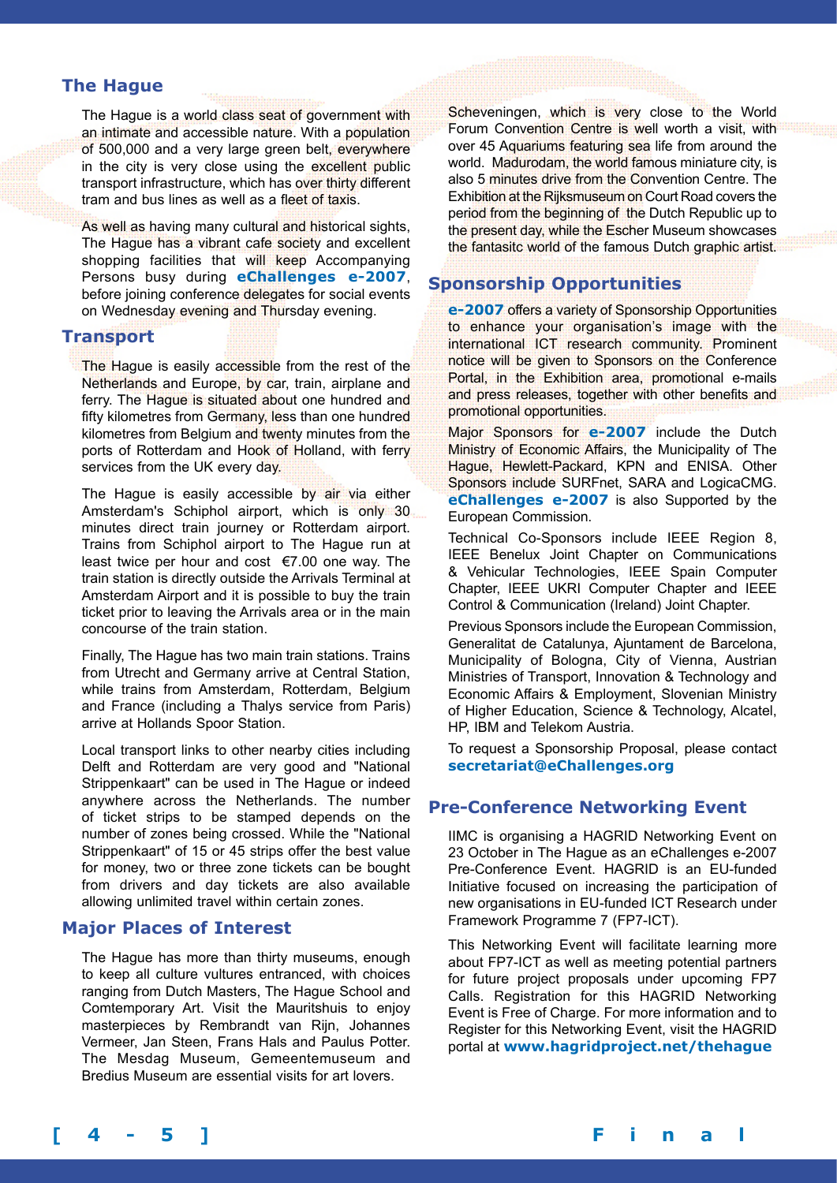## The Hague

The Hague is a world class seat of government with an intimate and accessible nature. With a population of 500,000 and a very large green belt, everywhere in the city is very close using the excellent public transport infrastructure, which has over thirty different tram and bus lines as well as a fleet of taxis.

As well as having many cultural and historical sights, The Hague has a vibrant cafe society and excellent shopping facilities that will keep Accompanying Persons busy during **eChallenges e-2007**, before joining conference delegates for social events on Wednesday evening and Thursday evening.

## Transport

The Hague is easily accessible from the rest of the Netherlands and Europe, by car, train, airplane and ferry. The Hague is situated about one hundred and fifty kilometres from Germany, less than one hundred kilometres from Belgium and twenty minutes from the ports of Rotterdam and Hook of Holland, with ferry services from the UK every day.

The Hague is easily accessible by air via either Amsterdam's Schiphol airport, which is only 30 minutes direct train journey or Rotterdam airport. Trains from Schiphol airport to The Hague run at least twice per hour and cost €7.00 one way. The train station is directly outside the Arrivals Terminal at Amsterdam Airport and it is possible to buy the train ticket prior to leaving the Arrivals area or in the main concourse of the train station.

Finally, The Hague has two main train stations. Trains from Utrecht and Germany arrive at Central Station, while trains from Amsterdam, Rotterdam, Belgium and France (including a Thalys service from Paris) arrive at Hollands Spoor Station.

Local transport links to other nearby cities including Delft and Rotterdam are very good and "National Strippenkaart" can be used in The Hague or indeed anywhere across the Netherlands. The number of ticket strips to be stamped depends on the number of zones being crossed. While the "National Strippenkaart" of 15 or 45 strips offer the best value for money, two or three zone tickets can be bought from drivers and day tickets are also available allowing unlimited travel within certain zones.

## Major Places of Interest

The Hague has more than thirty museums, enough to keep all culture vultures entranced, with choices ranging from Dutch Masters, The Hague School and Comtemporary Art. Visit the Mauritshuis to enjoy masterpieces by Rembrandt van Rijn, Johannes Vermeer, Jan Steen, Frans Hals and Paulus Potter. The Mesdag Museum, Gemeentemuseum and Bredius Museum are essential visits for art lovers.

Scheveningen, which is very close to the World Forum Convention Centre is well worth a visit, with over 45 Aquariums featuring sea life from around the world. Madurodam, the world famous miniature city, is also 5 minutes drive from the Convention Centre. The Exhibition at the Rijksmuseum on Court Road covers the period from the beginning of the Dutch Republic up to the present day, while the Escher Museum showcases the fantasitc world of the famous Dutch graphic artist.

## Sponsorship Opportunities

**e-2007** offers a variety of Sponsorship Opportunities to enhance your organisation's image with the international ICT research community. Prominent notice will be given to Sponsors on the Conference Portal, in the Exhibition area, promotional e-mails and press releases, together with other benefits and promotional opportunities.

Major Sponsors for **e-2007** include the Dutch Ministry of Economic Affairs, the Municipality of The Hague, Hewlett-Packard, KPN and ENISA. Other Sponsors include SURFnet, SARA and LogicaCMG. **eChallenges e-2007** is also Supported by the European Commission.

Technical Co-Sponsors include IEEE Region 8, IEEE Benelux Joint Chapter on Communications & Vehicular Technologies, IEEE Spain Computer Chapter, IEEE UKRI Computer Chapter and IEEE Control & Communication (Ireland) Joint Chapter.

Previous Sponsors include the European Commission, Generalitat de Catalunya, Ajuntament de Barcelona, Municipality of Bologna, City of Vienna, Austrian Ministries of Transport, Innovation & Technology and Economic Affairs & Employment, Slovenian Ministry of Higher Education, Science & Technology, Alcatel, HP, IBM and Telekom Austria.

To request a Sponsorship Proposal, please contact **secretariat@eChallenges.org**

## Pre-Conference Networking Event

IIMC is organising a HAGRID Networking Event on 23 October in The Hague as an eChallenges e-2007 Pre-Conference Event. HAGRID is an EU-funded Initiative focused on increasing the participation of new organisations in EU-funded ICT Research under Framework Programme 7 (FP7-ICT).

This Networking Event will facilitate learning more about FP7-ICT as well as meeting potential partners for future project proposals under upcoming FP7 Calls. Registration for this HAGRID Networking Event is Free of Charge. For more information and to Register for this Networking Event, visit the HAGRID portal at **www.hagridproject.net/thehague**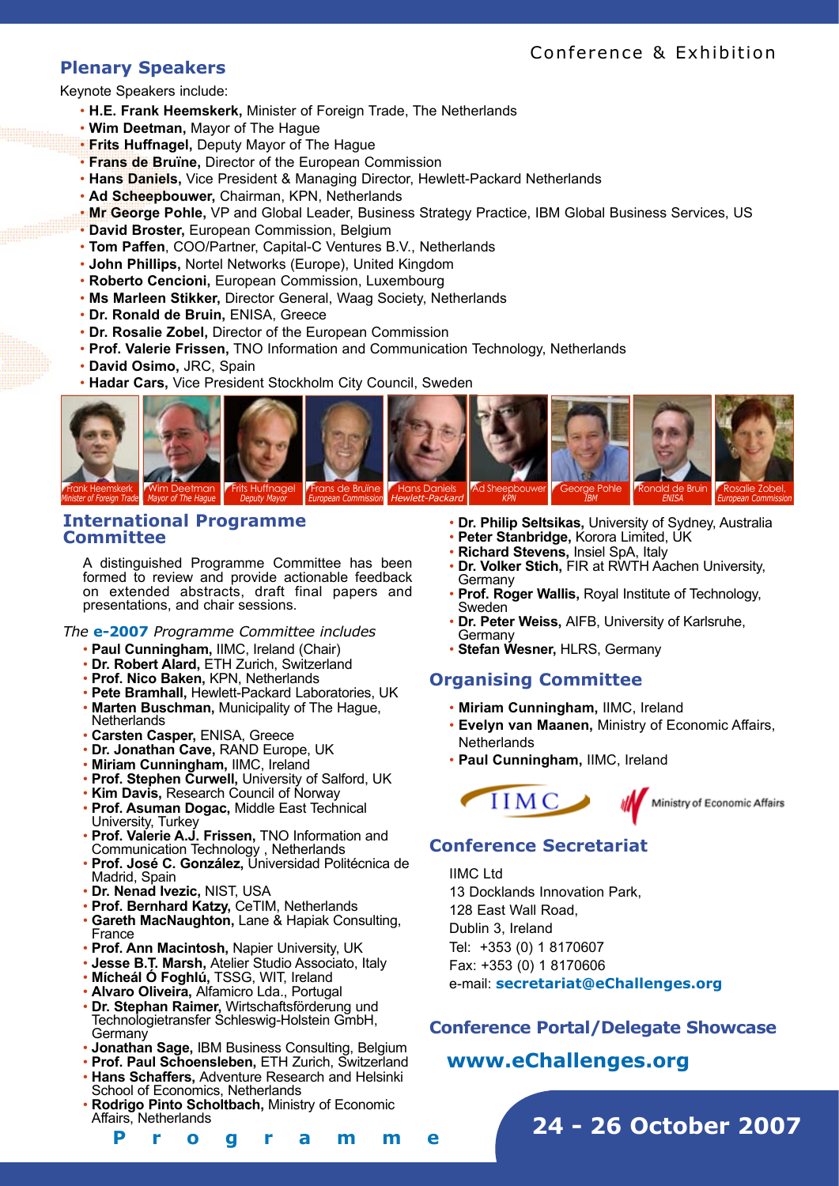## Plenary Speakers

Keynote Speakers include:

- **H.E. Frank Heemskerk,** Minister of Foreign Trade, The Netherlands
- **Wim Deetman,** Mayor of The Hague
- **Frits Huffnagel,** Deputy Mayor of The Hague
- **Frans de Bruïne,** Director of the European Commission
- **Hans Daniels,** Vice President & Managing Director, Hewlett-Packard Netherlands
- **Ad Scheepbouwer,** Chairman, KPN, Netherlands
- **Mr George Pohle,** VP and Global Leader, Business Strategy Practice, IBM Global Business Services, US
- **David Broster,** European Commission, Belgium
- **Tom Paffen**, COO/Partner, Capital-C Ventures B.V., Netherlands
- **John Phillips,** Nortel Networks (Europe), United Kingdom
- **Roberto Cencioni,** European Commission, Luxembourg
- **Ms Marleen Stikker,** Director General, Waag Society, Netherlands
- **Dr. Ronald de Bruin,** ENISA, Greece
- **Dr. Rosalie Zobel,** Director of the European Commission
- **Prof. Valerie Frissen,** TNO Information and Communication Technology, Netherlands
- **David Osimo,** JRC, Spain
- **Hadar Cars,** Vice President Stockholm City Council, Sweden

Frank Heemskerk *Minister of Foreign Trade* | Wim Deetman *Mayor of The Hague* | Frits Huffnagel *Deputy Mayor* | Frans de Bruïne *European Commission* | Hans Daniels *Hewlett-Packard* | Ad Sheepbouwer *KPN* | George Pohle *IBM* | Ronald de Bruin *ENISA* | Rosalie Zobel, *European Commission*

## International Programme Committee

A distinguished Programme Committee has been formed to review and provide actionable feedback on extended abstracts, draft final papers and presentations, and chair sessions.

*The* **e-2007** *Programme Committee includes*

- **Paul Cunningham,** IIMC, Ireland (Chair)
- **Dr. Robert Alard,** ETH Zurich, Switzerland
- **Prof. Nico Baken,** KPN, Netherlands
- **Pete Bramhall,** Hewlett-Packard Laboratories, UK
- **Marten Buschman,** Municipality of The Hague, Netherlands
- **Carsten Casper,** ENISA, Greece
- **Dr. Jonathan Cave,** RAND Europe, UK
- **Miriam Cunningham,** IIMC, Ireland
- **Prof. Stephen Curwell,** University of Salford, UK
- **Kim Davis,** Research Council of Norway
- **Prof. Asuman Dogac,** Middle East Technical University, Turkey
- **Prof. Valerie A.J. Frissen,** TNO Information and Communication Technology , Netherlands
- **Prof. José C. González,** Universidad Politécnica de Madrid, Spain
- **Dr. Nenad Ivezic,** NIST, USA
- **Prof. Bernhard Katzy,** CeTIM, Netherlands
- **Gareth MacNaughton,** Lane & Hapiak Consulting, France
- **Prof. Ann Macintosh,** Napier University, UK
- **Jesse B.T. Marsh,** Atelier Studio Associato, Italy
- **Mícheál Ó Foghlú,** TSSG, WIT, Ireland
- **Alvaro Oliveira,** Alfamicro Lda., Portugal
- **Dr. Stephan Raimer,** Wirtschaftsförderung und Technologietransfer Schleswig-Holstein GmbH, Germany
- **Jonathan Sage,** IBM Business Consulting, Belgium
- **Prof. Paul Schoensleben,** ETH Zurich, Switzerland
- **Hans Schaffers,** Adventure Research and Helsinki School of Economics, Netherlands
- **Rodrigo Pinto Scholtbach,** Ministry of Economic Affairs, Netherlands
- **Dr. Philip Seltsikas,** University of Sydney, Australia
- **Peter Stanbridge,** Korora Limited, UK
- **Richard Stevens,** Insiel SpA, Italy
- **Dr. Volker Stich,** FIR at RWTH Aachen University, Germany
- **Prof. Roger Wallis,** Royal Institute of Technology, Sweden
- **Dr. Peter Weiss,** AIFB, University of Karlsruhe, Germany
- **Stefan Wesner,** HLRS, Germany

## Organising Committee

- **Miriam Cunningham,** IIMC, Ireland
- **Evelyn van Maanen,** Ministry of Economic Affairs, Netherlands
- **Paul Cunningham,** IIMC, Ireland

IIMC — Ministry of Economic Affairs

## Conference Secretariat

IIMC Ltd
13 Docklands Innovation Park,
128 East Wall Road,
Dublin 3, Ireland
Tel: +353 (0) 1 8170607
Fax: +353 (0) 1 8170606
e-mail: **secretariat@eChallenges.org**

## Conference Portal/Delegate Showcase

**www.eChallenges.org**

**24 - 26 October 2007**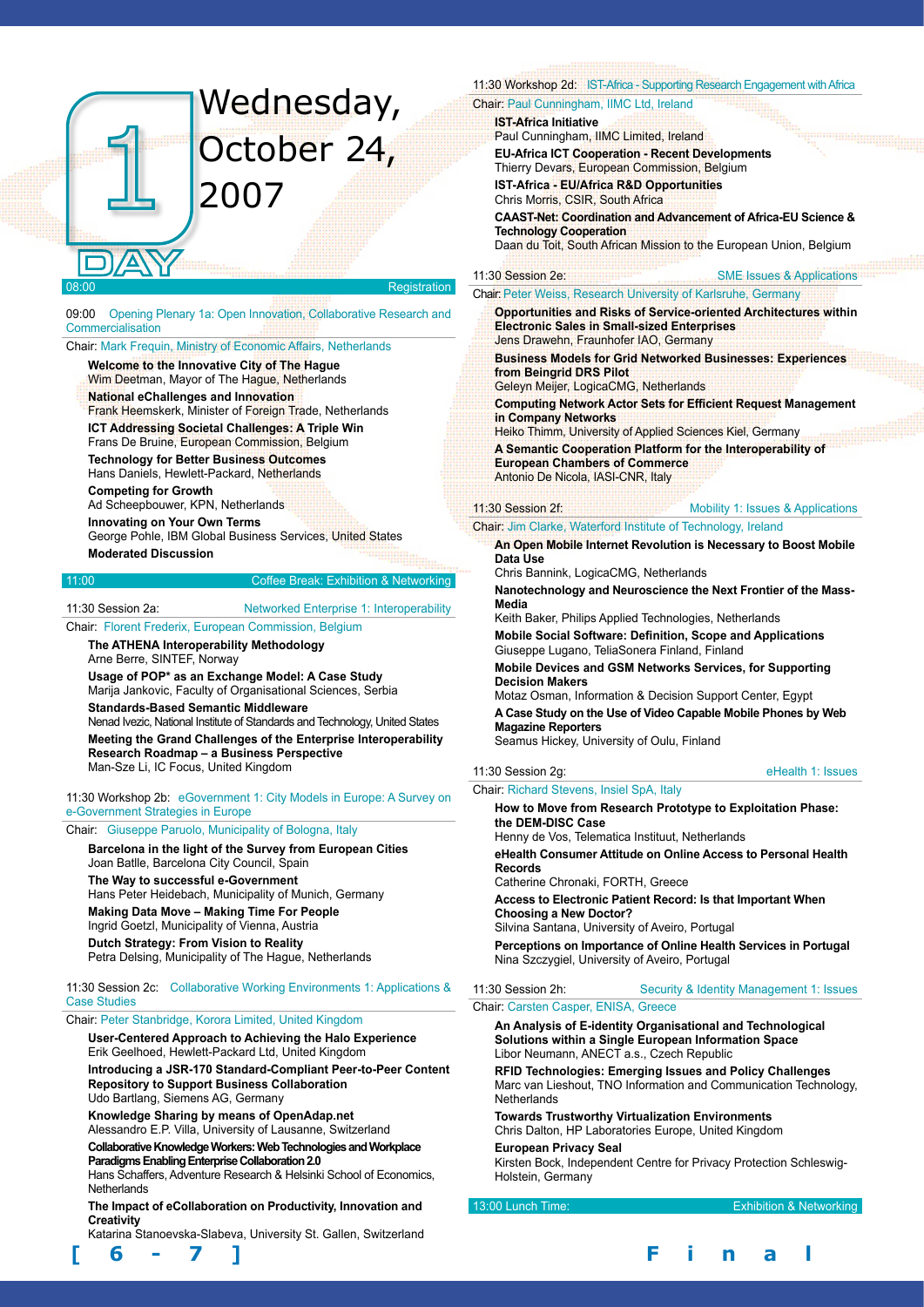# Day 1 — Wednesday, October 24, 2007

**08:00** Registration

**09:00 Opening Plenary 1a: Open Innovation, Collaborative Research and Commercialisation**

Chair: Mark Frequin, Ministry of Economic Affairs, Netherlands

**Welcome to the Innovative City of The Hague**
Wim Deetman, Mayor of The Hague, Netherlands

**National eChallenges and Innovation**
Frank Heemskerk, Minister of Foreign Trade, Netherlands

**ICT Addressing Societal Challenges: A Triple Win**
Frans De Bruine, European Commission, Belgium

**Technology for Better Business Outcomes**
Hans Daniels, Hewlett-Packard, Netherlands

**Competing for Growth**
Ad Scheepbouwer, KPN, Netherlands

**Innovating on Your Own Terms**
George Pohle, IBM Global Business Services, United States

**Moderated Discussion**

**11:00** Coffee Break: Exhibition & Networking

**11:30 Session 2a: Networked Enterprise 1: Interoperability**

Chair: Florent Frederix, European Commission, Belgium

**The ATHENA Interoperability Methodology**
Arne Berre, SINTEF, Norway

**Usage of POP* as an Exchange Model: A Case Study**
Marija Jankovic, Faculty of Organisational Sciences, Serbia

**Standards-Based Semantic Middleware**
Nenad Ivezic, National Institute of Standards and Technology, United States

**Meeting the Grand Challenges of the Enterprise Interoperability Research Roadmap – a Business Perspective**
Man-Sze Li, IC Focus, United Kingdom

**11:30 Workshop 2b: eGovernment 1: City Models in Europe: A Survey on e-Government Strategies in Europe**

Chair: Giuseppe Paruolo, Municipality of Bologna, Italy

**Barcelona in the light of the Survey from European Cities**
Joan Batlle, Barcelona City Council, Spain

**The Way to successful e-Government**
Hans Peter Heidebach, Municipality of Munich, Germany

**Making Data Move – Making Time For People**
Ingrid Goetzl, Municipality of Vienna, Austria

**Dutch Strategy: From Vision to Reality**
Petra Delsing, Municipality of The Hague, Netherlands

**11:30 Session 2c: Collaborative Working Environments 1: Applications & Case Studies**

Chair: Peter Stanbridge, Korora Limited, United Kingdom

**User-Centered Approach to Achieving the Halo Experience**
Erik Geelhoed, Hewlett-Packard Ltd, United Kingdom

**Introducing a JSR-170 Standard-Compliant Peer-to-Peer Content Repository to Support Business Collaboration**
Udo Bartlang, Siemens AG, Germany

**Knowledge Sharing by means of OpenAdap.net**
Alessandro E.P. Villa, University of Lausanne, Switzerland

**Collaborative Knowledge Workers: Web Technologies and Workplace Paradigms Enabling Enterprise Collaboration 2.0**
Hans Schaffers, Adventure Research & Helsinki School of Economics, Netherlands

**The Impact of eCollaboration on Productivity, Innovation and Creativity**
Katarina Stanoevska-Slabeva, University St. Gallen, Switzerland

**11:30 Workshop 2d: IST-Africa - Supporting Research Engagement with Africa**

Chair: Paul Cunningham, IIMC Ltd, Ireland

**IST-Africa Initiative**
Paul Cunningham, IIMC Limited, Ireland

**EU-Africa ICT Cooperation - Recent Developments**
Thierry Devars, European Commission, Belgium

**IST-Africa - EU/Africa R&D Opportunities**
Chris Morris, CSIR, South Africa

**CAAST-Net: Coordination and Advancement of Africa-EU Science & Technology Cooperation**
Daan du Toit, South African Mission to the European Union, Belgium

**11:30 Session 2e: SME Issues & Applications**

Chair: Peter Weiss, Research University of Karlsruhe, Germany

**Opportunities and Risks of Service-oriented Architectures within Electronic Sales in Small-sized Enterprises**
Jens Drawehn, Fraunhofer IAO, Germany

**Business Models for Grid Networked Businesses: Experiences from Beingrid DRS Pilot**
Geleyn Meijer, LogicaCMG, Netherlands

**Computing Network Actor Sets for Efficient Request Management in Company Networks**
Heiko Thimm, University of Applied Sciences Kiel, Germany

**A Semantic Cooperation Platform for the Interoperability of European Chambers of Commerce**
Antonio De Nicola, IASI-CNR, Italy

**11:30 Session 2f: Mobility 1: Issues & Applications**

Chair: Jim Clarke, Waterford Institute of Technology, Ireland

**An Open Mobile Internet Revolution is Necessary to Boost Mobile Data Use**
Chris Bannink, LogicaCMG, Netherlands

**Nanotechnology and Neuroscience the Next Frontier of the Mass-Media**
Keith Baker, Philips Applied Technologies, Netherlands

**Mobile Social Software: Definition, Scope and Applications**
Giuseppe Lugano, TeliaSonera Finland, Finland

**Mobile Devices and GSM Networks Services, for Supporting Decision Makers**
Motaz Osman, Information & Decision Support Center, Egypt

**A Case Study on the Use of Video Capable Mobile Phones by Web Magazine Reporters**
Seamus Hickey, University of Oulu, Finland

**11:30 Session 2g: eHealth 1: Issues**

Chair: Richard Stevens, Insiel SpA, Italy

**How to Move from Research Prototype to Exploitation Phase: the DEM-DISC Case**
Henny de Vos, Telematica Instituut, Netherlands

**eHealth Consumer Attitude on Online Access to Personal Health Records**
Catherine Chronaki, FORTH, Greece

**Access to Electronic Patient Record: Is that Important When Choosing a New Doctor?**
Silvina Santana, University of Aveiro, Portugal

**Perceptions on Importance of Online Health Services in Portugal**
Nina Szczygiel, University of Aveiro, Portugal

**11:30 Session 2h: Security & Identity Management 1: Issues**

Chair: Carsten Casper, ENISA, Greece

**An Analysis of E-identity Organisational and Technological Solutions within a Single European Information Space**
Libor Neumann, ANECT a.s., Czech Republic

**RFID Technologies: Emerging Issues and Policy Challenges**
Marc van Lieshout, TNO Information and Communication Technology, Netherlands

**Towards Trustworthy Virtualization Environments**
Chris Dalton, HP Laboratories Europe, United Kingdom

**European Privacy Seal**
Kirsten Bock, Independent Centre for Privacy Protection Schleswig-Holstein, Germany

**13:00 Lunch Time:** Exhibition & Networking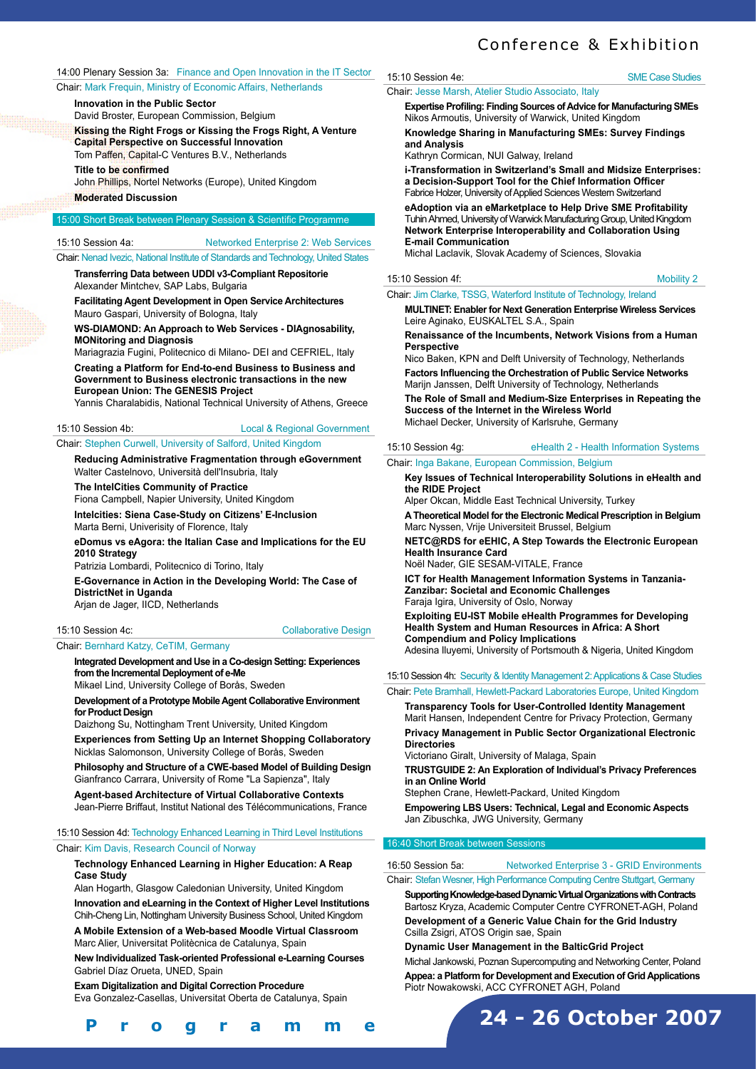### 14:00 Plenary Session 3a: Finance and Open Innovation in the IT Sector

Chair: Mark Frequin, Ministry of Economic Affairs, Netherlands

**Innovation in the Public Sector**
David Broster, European Commission, Belgium

**Kissing the Right Frogs or Kissing the Frogs Right, A Venture Capital Perspective on Successful Innovation**
Tom Paffen, Capital-C Ventures B.V., Netherlands

**Title to be confirmed**
John Phillips, Nortel Networks (Europe), United Kingdom

**Moderated Discussion**

### 15:00 Short Break between Plenary Session & Scientific Programme

### 15:10 Session 4a: Networked Enterprise 2: Web Services

Chair: Nenad Ivezic, National Institute of Standards and Technology, United States

**Transferring Data between UDDI v3-Compliant Repositorie**
Alexander Mintchev, SAP Labs, Bulgaria

**Facilitating Agent Development in Open Service Architectures**
Mauro Gaspari, University of Bologna, Italy

**WS-DIAMOND: An Approach to Web Services - DIAgnosability, MONitoring and Diagnosis**
Mariagrazia Fugini, Politecnico di Milano- DEI and CEFRIEL, Italy

**Creating a Platform for End-to-end Business to Business and Government to Business electronic transactions in the new European Union: The GENESIS Project**
Yannis Charalabidis, National Technical University of Athens, Greece

### 15:10 Session 4b: Local & Regional Government

Chair: Stephen Curwell, University of Salford, United Kingdom

**Reducing Administrative Fragmentation through eGovernment**
Walter Castelnovo, Università dell'Insubria, Italy

**The IntelCities Community of Practice**
Fiona Campbell, Napier University, United Kingdom

**Intelcities: Siena Case-Study on Citizens' E-Inclusion**
Marta Berni, Univerisity of Florence, Italy

**eDomus vs eAgora: the Italian Case and Implications for the EU 2010 Strategy**
Patrizia Lombardi, Politecnico di Torino, Italy

**E-Governance in Action in the Developing World: The Case of DistrictNet in Uganda**
Arjan de Jager, IICD, Netherlands

### 15:10 Session 4c: Collaborative Design

Chair: Bernhard Katzy, CeTIM, Germany

**Integrated Development and Use in a Co-design Setting: Experiences from the Incremental Deployment of e-Me**
Mikael Lind, University College of Borås, Sweden

**Development of a Prototype Mobile Agent Collaborative Environment for Product Design**
Daizhong Su, Nottingham Trent University, United Kingdom

**Experiences from Setting Up an Internet Shopping Collaboratory**
Nicklas Salomonson, University College of Borås, Sweden

**Philosophy and Structure of a CWE-based Model of Building Design**
Gianfranco Carrara, University of Rome "La Sapienza", Italy

**Agent-based Architecture of Virtual Collaborative Contexts**
Jean-Pierre Briffaut, Institut National des Télécommunications, France

### 15:10 Session 4d: Technology Enhanced Learning in Third Level Institutions

Chair: Kim Davis, Research Council of Norway

**Technology Enhanced Learning in Higher Education: A Reap Case Study**
Alan Hogarth, Glasgow Caledonian University, United Kingdom

**Innovation and eLearning in the Context of Higher Level Institutions**
Chih-Cheng Lin, Nottingham University Business School, United Kingdom

**A Mobile Extension of a Web-based Moodle Virtual Classroom**
Marc Alier, Universitat Politècnica de Catalunya, Spain

**New Individualized Task-oriented Professional e-Learning Courses**
Gabriel Díaz Orueta, UNED, Spain

**Exam Digitalization and Digital Correction Procedure**
Eva Gonzalez-Casellas, Universitat Oberta de Catalunya, Spain

### 15:10 Session 4e: SME Case Studies

Chair: Jesse Marsh, Atelier Studio Associato, Italy

**Expertise Profiling: Finding Sources of Advice for Manufacturing SMEs**
Nikos Armoutis, University of Warwick, United Kingdom

**Knowledge Sharing in Manufacturing SMEs: Survey Findings and Analysis**
Kathryn Cormican, NUI Galway, Ireland

**i-Transformation in Switzerland's Small and Midsize Enterprises: a Decision-Support Tool for the Chief Information Officer**
Fabrice Holzer, University of Applied Sciences Western Switzerland

**eAdoption via an eMarketplace to Help Drive SME Profitability**
Tuhin Ahmed, University of Warwick Manufacturing Group, United Kingdom

**Network Enterprise Interoperability and Collaboration Using E-mail Communication**
Michal Laclavik, Slovak Academy of Sciences, Slovakia

### 15:10 Session 4f: Mobility 2

Chair: Jim Clarke, TSSG, Waterford Institute of Technology, Ireland

**MULTINET: Enabler for Next Generation Enterprise Wireless Services**
Leire Aginako, EUSKALTEL S.A., Spain

**Renaissance of the Incumbents, Network Visions from a Human Perspective**
Nico Baken, KPN and Delft University of Technology, Netherlands

**Factors Influencing the Orchestration of Public Service Networks**
Marijn Janssen, Delft University of Technology, Netherlands

**The Role of Small and Medium-Size Enterprises in Repeating the Success of the Internet in the Wireless World**
Michael Decker, University of Karlsruhe, Germany

### 15:10 Session 4g: eHealth 2 - Health Information Systems

Chair: Inga Bakane, European Commission, Belgium

**Key Issues of Technical Interoperability Solutions in eHealth and the RIDE Project**
Alper Okcan, Middle East Technical University, Turkey

**A Theoretical Model for the Electronic Medical Prescription in Belgium**
Marc Nyssen, Vrije Universiteit Brussel, Belgium

**NETC@RDS for eEHIC, A Step Towards the Electronic European Health Insurance Card**
Noël Nader, GIE SESAM-VITALE, France

**ICT for Health Management Information Systems in Tanzania-Zanzibar: Societal and Economic Challenges**
Faraja Igira, University of Oslo, Norway

**Exploiting EU-IST Mobile eHealth Programmes for Developing Health System and Human Resources in Africa: A Short Compendium and Policy Implications**
Adesina Iluyemi, University of Portsmouth & Nigeria, United Kingdom

### 15:10 Session 4h: Security & Identity Management 2: Applications & Case Studies

Chair: Pete Bramhall, Hewlett-Packard Laboratories Europe, United Kingdom

**Transparency Tools for User-Controlled Identity Management**
Marit Hansen, Independent Centre for Privacy Protection, Germany

**Privacy Management in Public Sector Organizational Electronic Directories**
Victoriano Giralt, University of Malaga, Spain

**TRUSTGUIDE 2: An Exploration of Individual's Privacy Preferences in an Online World**
Stephen Crane, Hewlett-Packard, United Kingdom

**Empowering LBS Users: Technical, Legal and Economic Aspects**
Jan Zibuschka, JWG University, Germany

### 16:40 Short Break between Sessions

### 16:50 Session 5a: Networked Enterprise 3 - GRID Environments

Chair: Stefan Wesner, High Performance Computing Centre Stuttgart, Germany

**Supporting Knowledge-based Dynamic Virtual Organizations with Contracts**
Bartosz Kryza, Academic Computer Centre CYFRONET-AGH, Poland

**Development of a Generic Value Chain for the Grid Industry**
Csilla Zsigri, ATOS Origin sae, Spain

**Dynamic User Management in the BalticGrid Project**
Michal Jankowski, Poznan Supercomputing and Networking Center, Poland

**Appea: a Platform for Development and Execution of Grid Applications**
Piotr Nowakowski, ACC CYFRONET AGH, Poland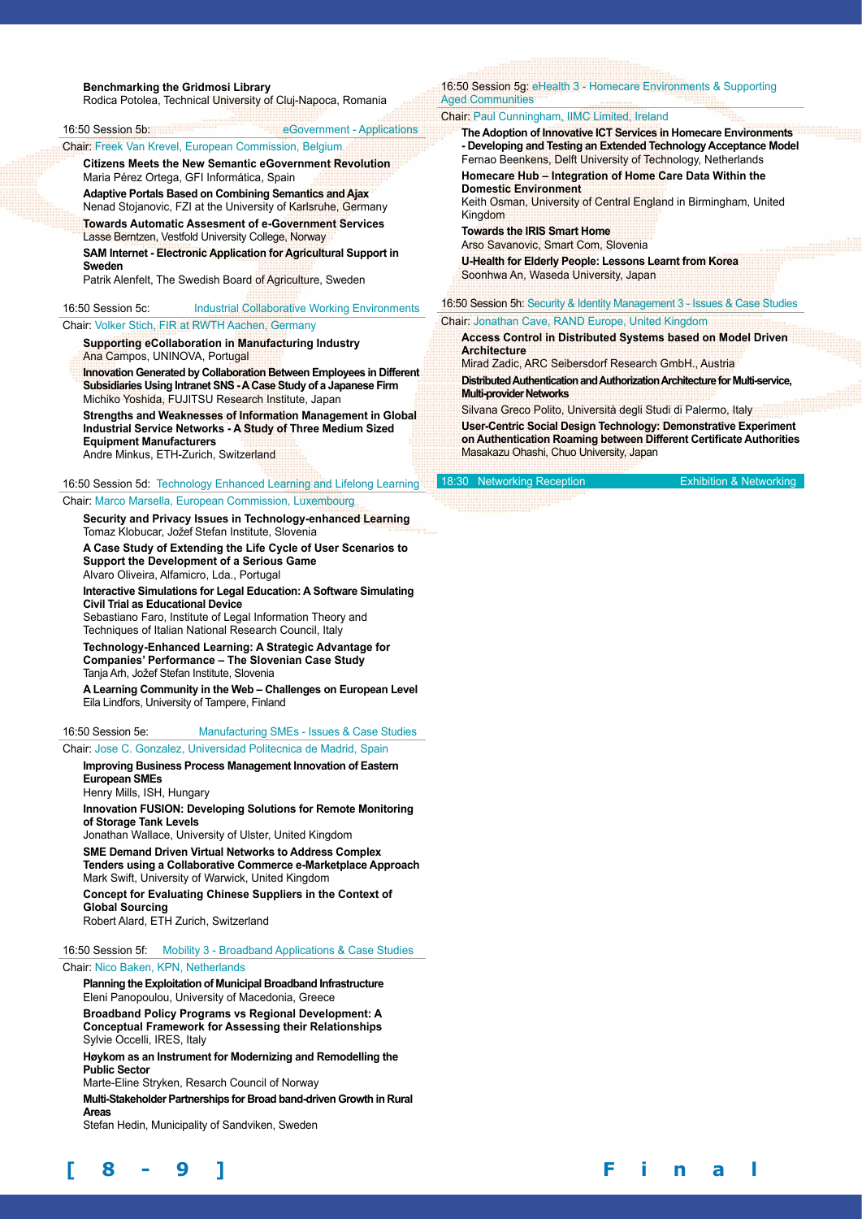**Benchmarking the Gridmosi Library**
Rodica Potolea, Technical University of Cluj-Napoca, Romania

16:50 Session 5b: eGovernment - Applications

Chair: Freek Van Krevel, European Commission, Belgium

**Citizens Meets the New Semantic eGovernment Revolution**
Maria Pérez Ortega, GFI Informática, Spain

**Adaptive Portals Based on Combining Semantics and Ajax**
Nenad Stojanovic, FZI at the University of Karlsruhe, Germany

**Towards Automatic Assesment of e-Government Services**
Lasse Berntzen, Vestfold University College, Norway

**SAM Internet - Electronic Application for Agricultural Support in Sweden**
Patrik Alenfelt, The Swedish Board of Agriculture, Sweden

16:50 Session 5c: Industrial Collaborative Working Environments

Chair: Volker Stich, FIR at RWTH Aachen, Germany

**Supporting eCollaboration in Manufacturing Industry**
Ana Campos, UNINOVA, Portugal

**Innovation Generated by Collaboration Between Employees in Different Subsidiaries Using Intranet SNS - A Case Study of a Japanese Firm**
Michiko Yoshida, FUJITSU Research Institute, Japan

**Strengths and Weaknesses of Information Management in Global Industrial Service Networks - A Study of Three Medium Sized Equipment Manufacturers**
Andre Minkus, ETH-Zurich, Switzerland

16:50 Session 5d: Technology Enhanced Learning and Lifelong Learning

Chair: Marco Marsella, European Commission, Luxembourg

**Security and Privacy Issues in Technology-enhanced Learning**
Tomaz Klobucar, Jožef Stefan Institute, Slovenia

**A Case Study of Extending the Life Cycle of User Scenarios to Support the Development of a Serious Game**
Alvaro Oliveira, Alfamicro, Lda., Portugal

**Interactive Simulations for Legal Education: A Software Simulating Civil Trial as Educational Device**
Sebastiano Faro, Institute of Legal Information Theory and Techniques of Italian National Research Council, Italy

**Technology-Enhanced Learning: A Strategic Advantage for Companies' Performance – The Slovenian Case Study**
Tanja Arh, Jožef Stefan Institute, Slovenia

**A Learning Community in the Web – Challenges on European Level**
Eila Lindfors, University of Tampere, Finland

16:50 Session 5e: Manufacturing SMEs - Issues & Case Studies

Chair: Jose C. Gonzalez, Universidad Politecnica de Madrid, Spain

**Improving Business Process Management Innovation of Eastern European SMEs**
Henry Mills, ISH, Hungary

**Innovation FUSION: Developing Solutions for Remote Monitoring of Storage Tank Levels**
Jonathan Wallace, University of Ulster, United Kingdom

**SME Demand Driven Virtual Networks to Address Complex Tenders using a Collaborative Commerce e-Marketplace Approach**
Mark Swift, University of Warwick, United Kingdom

**Concept for Evaluating Chinese Suppliers in the Context of Global Sourcing**
Robert Alard, ETH Zurich, Switzerland

16:50 Session 5f: Mobility 3 - Broadband Applications & Case Studies

Chair: Nico Baken, KPN, Netherlands

**Planning the Exploitation of Municipal Broadband Infrastructure**
Eleni Panopoulou, University of Macedonia, Greece

**Broadband Policy Programs vs Regional Development: A Conceptual Framework for Assessing their Relationships**
Sylvie Occelli, IRES, Italy

**Høykom as an Instrument for Modernizing and Remodelling the Public Sector**
Marte-Eline Stryken, Resarch Council of Norway

**Multi-Stakeholder Partnerships for Broad band-driven Growth in Rural Areas**
Stefan Hedin, Municipality of Sandviken, Sweden

16:50 Session 5g: eHealth 3 - Homecare Environments & Supporting Aged Communities

Chair: Paul Cunningham, IIMC Limited, Ireland

**The Adoption of Innovative ICT Services in Homecare Environments - Developing and Testing an Extended Technology Acceptance Model**
Fernao Beenkens, Delft University of Technology, Netherlands

**Homecare Hub – Integration of Home Care Data Within the Domestic Environment**
Keith Osman, University of Central England in Birmingham, United Kingdom

**Towards the IRIS Smart Home**
Arso Savanovic, Smart Com, Slovenia

**U-Health for Elderly People: Lessons Learnt from Korea**
Soonhwa An, Waseda University, Japan

16:50 Session 5h: Security & Identity Management 3 - Issues & Case Studies

Chair: Jonathan Cave, RAND Europe, United Kingdom

**Access Control in Distributed Systems based on Model Driven Architecture**
Mirad Zadic, ARC Seibersdorf Research GmbH., Austria

**Distributed Authentication and Authorization Architecture for Multi-service, Multi-provider Networks**
Silvana Greco Polito, Università degli Studi di Palermo, Italy

**User-Centric Social Design Technology: Demonstrative Experiment on Authentication Roaming between Different Certificate Authorities**
Masakazu Ohashi, Chuo University, Japan

18:30 Networking Reception — Exhibition & Networking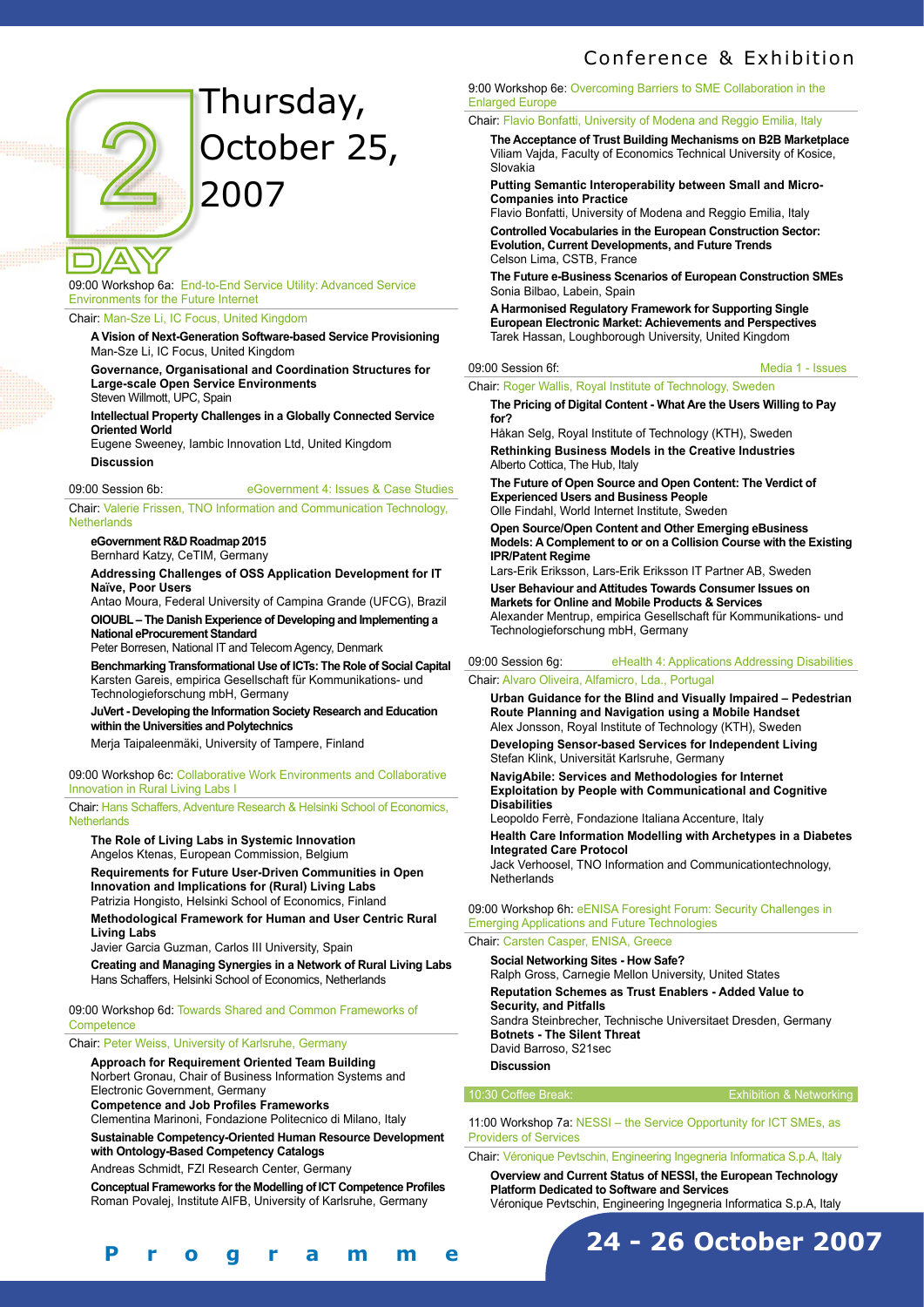# Thursday, October 25, 2007

## DAY 2

09:00 Workshop 6a: End-to-End Service Utility: Advanced Service Environments for the Future Internet

Chair: Man-Sze Li, IC Focus, United Kingdom

**A Vision of Next-Generation Software-based Service Provisioning**
Man-Sze Li, IC Focus, United Kingdom

**Governance, Organisational and Coordination Structures for Large-scale Open Service Environments**
Steven Willmott, UPC, Spain

**Intellectual Property Challenges in a Globally Connected Service Oriented World**
Eugene Sweeney, Iambic Innovation Ltd, United Kingdom

**Discussion**

09:00 Session 6b: eGovernment 4: Issues & Case Studies

Chair: Valerie Frissen, TNO Information and Communication Technology, Netherlands

**eGovernment R&D Roadmap 2015**
Bernhard Katzy, CeTIM, Germany

**Addressing Challenges of OSS Application Development for IT Naïve, Poor Users**
Antao Moura, Federal University of Campina Grande (UFCG), Brazil

**OIOUBL – The Danish Experience of Developing and Implementing a National eProcurement Standard**
Peter Borresen, National IT and Telecom Agency, Denmark

**Benchmarking Transformational Use of ICTs: The Role of Social Capital**
Karsten Gareis, empirica Gesellschaft für Kommunikations- und Technologieforschung mbH, Germany

**JuVert - Developing the Information Society Research and Education within the Universities and Polytechnics**
Merja Taipaleenmäki, University of Tampere, Finland

09:00 Workshop 6c: Collaborative Work Environments and Collaborative Innovation in Rural Living Labs I

Chair: Hans Schaffers, Adventure Research & Helsinki School of Economics, Netherlands

**The Role of Living Labs in Systemic Innovation**
Angelos Ktenas, European Commission, Belgium

**Requirements for Future User-Driven Communities in Open Innovation and Implications for (Rural) Living Labs**
Patrizia Hongisto, Helsinki School of Economics, Finland

**Methodological Framework for Human and User Centric Rural Living Labs**
Javier Garcia Guzman, Carlos III University, Spain

**Creating and Managing Synergies in a Network of Rural Living Labs**
Hans Schaffers, Helsinki School of Economics, Netherlands

09:00 Workshop 6d: Towards Shared and Common Frameworks of Competence

Chair: Peter Weiss, University of Karlsruhe, Germany

**Approach for Requirement Oriented Team Building**
Norbert Gronau, Chair of Business Information Systems and Electronic Government, Germany

**Competence and Job Profiles Frameworks**
Clementina Marinoni, Fondazione Politecnico di Milano, Italy

**Sustainable Competency-Oriented Human Resource Development with Ontology-Based Competency Catalogs**
Andreas Schmidt, FZI Research Center, Germany

**Conceptual Frameworks for the Modelling of ICT Competence Profiles**
Roman Povalej, Institute AIFB, University of Karlsruhe, Germany

9:00 Workshop 6e: Overcoming Barriers to SME Collaboration in the Enlarged Europe

Chair: Flavio Bonfatti, University of Modena and Reggio Emilia, Italy

**The Acceptance of Trust Building Mechanisms on B2B Marketplace**
Viliam Vajda, Faculty of Economics Technical University of Kosice, Slovakia

**Putting Semantic Interoperability between Small and Micro-Companies into Practice**
Flavio Bonfatti, University of Modena and Reggio Emilia, Italy

**Controlled Vocabularies in the European Construction Sector: Evolution, Current Developments, and Future Trends**
Celson Lima, CSTB, France

**The Future e-Business Scenarios of European Construction SMEs**
Sonia Bilbao, Labein, Spain

**A Harmonised Regulatory Framework for Supporting Single European Electronic Market: Achievements and Perspectives**
Tarek Hassan, Loughborough University, United Kingdom

09:00 Session 6f: Media 1 - Issues

Chair: Roger Wallis, Royal Institute of Technology, Sweden

**The Pricing of Digital Content - What Are the Users Willing to Pay for?**
Håkan Selg, Royal Institute of Technology (KTH), Sweden

**Rethinking Business Models in the Creative Industries**
Alberto Cottica, The Hub, Italy

**The Future of Open Source and Open Content: The Verdict of Experienced Users and Business People**
Olle Findahl, World Internet Institute, Sweden

**Open Source/Open Content and Other Emerging eBusiness Models: A Complement to or on a Collision Course with the Existing IPR/Patent Regime**
Lars-Erik Eriksson, Lars-Erik Eriksson IT Partner AB, Sweden

**User Behaviour and Attitudes Towards Consumer Issues on Markets for Online and Mobile Products & Services**
Alexander Mentrup, empirica Gesellschaft für Kommunikations- und Technologieforschung mbH, Germany

09:00 Session 6g: eHealth 4: Applications Addressing Disabilities

Chair: Alvaro Oliveira, Alfamicro, Lda., Portugal

**Urban Guidance for the Blind and Visually Impaired – Pedestrian Route Planning and Navigation using a Mobile Handset**
Alex Jonsson, Royal Institute of Technology (KTH), Sweden

**Developing Sensor-based Services for Independent Living**
Stefan Klink, Universität Karlsruhe, Germany

**NavigAbile: Services and Methodologies for Internet Exploitation by People with Communicational and Cognitive Disabilities**
Leopoldo Ferrè, Fondazione Italiana Accenture, Italy

**Health Care Information Modelling with Archetypes in a Diabetes Integrated Care Protocol**
Jack Verhoosel, TNO Information and Communicationtechnology, Netherlands

09:00 Workshop 6h: eENISA Foresight Forum: Security Challenges in Emerging Applications and Future Technologies

Chair: Carsten Casper, ENISA, Greece

**Social Networking Sites - How Safe?**
Ralph Gross, Carnegie Mellon University, United States

**Reputation Schemes as Trust Enablers - Added Value to Security, and Pitfalls**
Sandra Steinbrecher, Technische Universitaet Dresden, Germany

**Botnets - The Silent Threat**
David Barroso, S21sec

**Discussion**

10:30 Coffee Break: Exhibition & Networking

11:00 Workshop 7a: NESSI – the Service Opportunity for ICT SMEs, as Providers of Services

Chair: Véronique Pevtschin, Engineering Ingegneria Informatica S.p.A, Italy

**Overview and Current Status of NESSI, the European Technology Platform Dedicated to Software and Services**
Véronique Pevtschin, Engineering Ingegneria Informatica S.p.A, Italy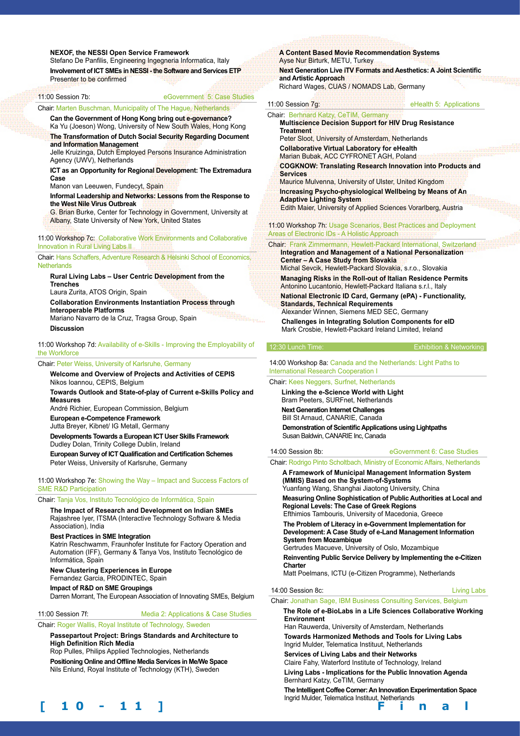**NEXOF, the NESSI Open Service Framework**
Stefano De Panfilis, Engineering Ingegneria Informatica, Italy

**Involvement of ICT SMEs in NESSI - the Software and Services ETP**
Presenter to be confirmed

### 11:00 Session 7b: eGovernment 5: Case Studies

Chair: Marten Buschman, Municipality of The Hague, Netherlands

**Can the Government of Hong Kong bring out e-governance?**
Ka Yu (Joeson) Wong, University of New South Wales, Hong Kong

**The Transformation of Dutch Social Security Regarding Document and Information Management**
Jelle Kruizinga, Dutch Employed Persons Insurance Administration Agency (UWV), Netherlands

**ICT as an Opportunity for Regional Development: The Extremadura Case**
Manon van Leeuwen, Fundecyt, Spain

**Informal Leadership and Networks: Lessons from the Response to the West Nile Virus Outbreak**
G. Brian Burke, Center for Technology in Government, University at Albany, State University of New York, United States

### 11:00 Workshop 7c: Collaborative Work Environments and Collaborative Innovation in Rural Living Labs II

Chair: Hans Schaffers, Adventure Research & Helsinki School of Economics, Netherlands

**Rural Living Labs – User Centric Development from the Trenches**
Laura Zurita, ATOS Origin, Spain

**Collaboration Environments Instantiation Process through Interoperable Platforms**
Mariano Navarro de la Cruz, Tragsa Group, Spain

**Discussion**

### 11:00 Workshop 7d: Availability of e-Skills - Improving the Employability of the Workforce

Chair: Peter Weiss, University of Karlsruhe, Germany

**Welcome and Overview of Projects and Activities of CEPIS**
Nikos Ioannou, CEPIS, Belgium

**Towards Outlook and State-of-play of Current e-Skills Policy and Measures**
André Richier, European Commission, Belgium

**European e-Competence Framework**
Jutta Breyer, Kibnet/ IG Metall, Germany

**Developments Towards a European ICT User Skills Framework**
Dudley Dolan, Trinity College Dublin, Ireland

**European Survey of ICT Qualification and Certification Schemes**
Peter Weiss, University of Karlsruhe, Germany

### 11:00 Workshop 7e: Showing the Way – Impact and Success Factors of SME R&D Participation

Chair: Tanja Vos, Instituto Tecnológico de Informática, Spain

**The Impact of Research and Development on Indian SMEs**
Rajashree Iyer, ITSMA (Interactive Technology Software & Media Association), India

**Best Practices in SME Integration**
Katrin Reschwamm, Fraunhofer Institute for Factory Operation and Automation (IFF), Germany & Tanya Vos, Instituto Tecnológico de Informática, Spain

**New Clustering Experiences in Europe**
Fernandez Garcia, PRODINTEC, Spain

**Impact of R&D on SME Groupings**
Darren Morrant, The European Association of Innovating SMEs, Belgium

### 11:00 Session 7f: Media 2: Applications & Case Studies

Chair: Roger Wallis, Royal Institute of Technology, Sweden

**Passepartout Project: Brings Standards and Architecture to High Definition Rich Media**
Rop Pulles, Philips Applied Technologies, Netherlands

**Positioning Online and Offline Media Services in Me/We Space**
Nils Enlund, Royal Institute of Technology (KTH), Sweden

**A Content Based Movie Recommendation Systems**
Ayse Nur Birturk, METU, Turkey

**Next Generation Live iTV Formats and Aesthetics: A Joint Scientific and Artistic Approach**
Richard Wages, CUAS / NOMADS Lab, Germany

### 11:00 Session 7g: eHealth 5: Applications

Chair: Berhnard Katzy, CeTIM, Germany

**Multiscience Decision Support for HIV Drug Resistance Treatment**
Peter Sloot, University of Amsterdam, Netherlands

**Collaborative Virtual Laboratory for eHealth**
Marian Bubak, ACC CYFRONET AGH, Poland

**COGKNOW: Translating Research Innovation into Products and Services**
Maurice Mulvenna, University of Ulster, United Kingdom

**Increasing Psycho-physiological Wellbeing by Means of An Adaptive Lighting System**
Edith Maier, University of Applied Sciences Vorarlberg, Austria

### 11:00 Workshop 7h: Usage Scenarios, Best Practices and Deployment Areas of Electronic IDs - A Holistic Approach

Chair: Frank Zimmermann, Hewlett-Packard International, Switzerland

**Integration and Management of a National Personalization Center – A Case Study from Slovakia**
Michal Sevcik, Hewlett-Packard Slovakia, s.r.o., Slovakia

**Managing Risks in the Roll-out of Italian Residence Permits**
Antonino Lucantonio, Hewlett-Packard Italiana s.r.l., Italy

**National Electronic ID Card, Germany (ePA) - Functionality, Standards, Technical Requirements**
Alexander Winnen, Siemens MED SEC, Germany

**Challenges in Integrating Solution Components for eID**
Mark Crosbie, Hewlett-Packard Ireland Limited, Ireland

### 12:30 Lunch Time: Exhibition & Networking

### 14:00 Workshop 8a: Canada and the Netherlands: Light Paths to International Research Cooperation I

Chair: Kees Neggers, Surfnet, Netherlands

**Linking the e-Science World with Light**
Bram Peeters, SURFnet, Netherlands

**Next Generation Internet Challenges**
Bill St Arnaud, CANARIE, Canada

**Demonstration of Scientific Applications using Lightpaths**
Susan Baldwin, CANARIE Inc, Canada

### 14:00 Session 8b: eGovernment 6: Case Studies

Chair: Rodrigo Pinto Scholtbach, Ministry of Economic Affairs, Netherlands

**A Framework of Municipal Management Information System (MMIS) Based on the System-of-Systems**
Yuanfang Wang, Shanghai Jiaotong University, China

**Measuring Online Sophistication of Public Authorities at Local and Regional Levels: The Case of Greek Regions**
Efthimios Tambouris, University of Macedonia, Greece

**The Problem of Literacy in e-Government Implementation for Development: A Case Study of e-Land Management Information System from Mozambique**
Gertrudes Macueve, University of Oslo, Mozambique

**Reinventing Public Service Delivery by Implementing the e-Citizen Charter**
Matt Poelmans, ICTU (e-Citizen Programme), Netherlands

### 14:00 Session 8c: Living Labs

Chair: Jonathan Sage, IBM Business Consulting Services, Belgium

**The Role of e-BioLabs in a Life Sciences Collaborative Working Environment**
Han Rauwerda, University of Amsterdam, Netherlands

**Towards Harmonized Methods and Tools for Living Labs**
Ingrid Mulder, Telematica Instituut, Netherlands

**Services of Living Labs and their Networks**
Claire Fahy, Waterford Institute of Technology, Ireland

**Living Labs - Implications for the Public Innovation Agenda**
Bernhard Katzy, CeTIM, Germany

**The Intelligent Coffee Corner: An Innovation Experimentation Space**
Ingrid Mulder, Telematica Instituut, Netherlands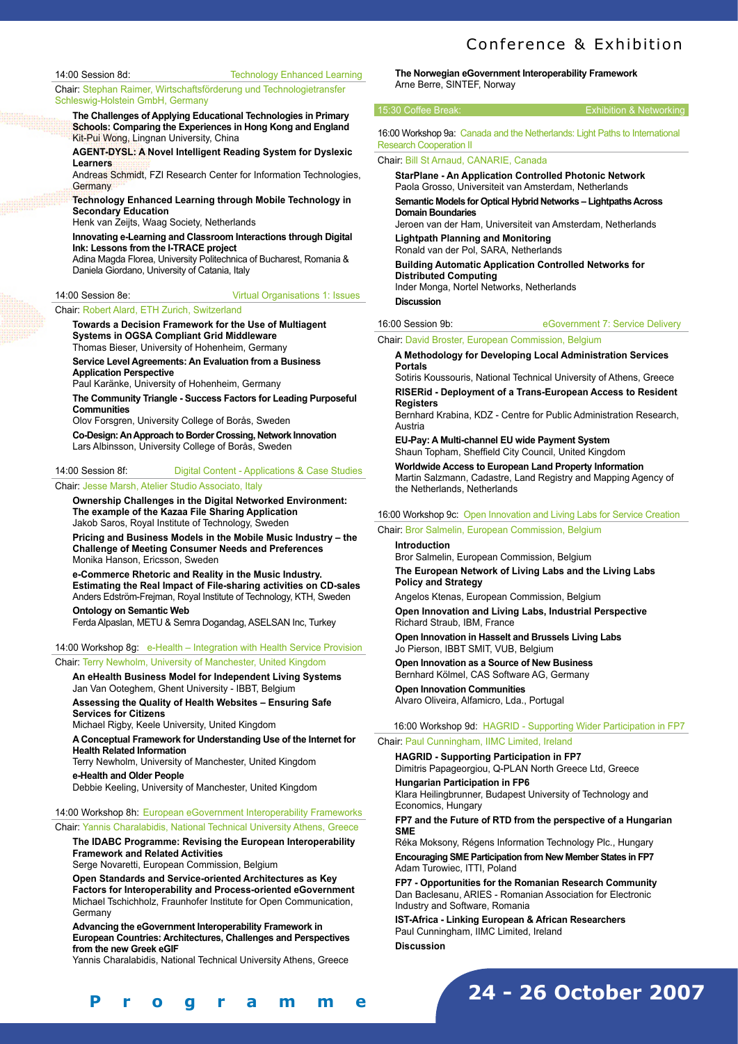### 14:00 Session 8d: Technology Enhanced Learning

Chair: Stephan Raimer, Wirtschaftsförderung und Technologietransfer Schleswig-Holstein GmbH, Germany

**The Challenges of Applying Educational Technologies in Primary Schools: Comparing the Experiences in Hong Kong and England**
Kit-Pui Wong, Lingnan University, China

**AGENT-DYSL: A Novel Intelligent Reading System for Dyslexic Learners**
Andreas Schmidt, FZI Research Center for Information Technologies, Germany

**Technology Enhanced Learning through Mobile Technology in Secondary Education**
Henk van Zeijts, Waag Society, Netherlands

**Innovating e-Learning and Classroom Interactions through Digital Ink: Lessons from the I-TRACE project**
Adina Magda Florea, University Politechnica of Bucharest, Romania & Daniela Giordano, University of Catania, Italy

### 14:00 Session 8e: Virtual Organisations 1: Issues

Chair: Robert Alard, ETH Zurich, Switzerland

**Towards a Decision Framework for the Use of Multiagent Systems in OGSA Compliant Grid Middleware**
Thomas Bieser, University of Hohenheim, Germany

**Service Level Agreements: An Evaluation from a Business Application Perspective**
Paul Karänke, University of Hohenheim, Germany

**The Community Triangle - Success Factors for Leading Purposeful Communities**
Olov Forsgren, University College of Borås, Sweden

**Co-Design: An Approach to Border Crossing, Network Innovation**
Lars Albinsson, University College of Borås, Sweden

### 14:00 Session 8f: Digital Content - Applications & Case Studies

Chair: Jesse Marsh, Atelier Studio Associato, Italy

**Ownership Challenges in the Digital Networked Environment: The example of the Kazaa File Sharing Application**
Jakob Saros, Royal Institute of Technology, Sweden

**Pricing and Business Models in the Mobile Music Industry – the Challenge of Meeting Consumer Needs and Preferences**
Monika Hanson, Ericsson, Sweden

**e-Commerce Rhetoric and Reality in the Music Industry. Estimating the Real Impact of File-sharing activities on CD-sales**
Anders Edström-Frejman, Royal Institute of Technology, KTH, Sweden

**Ontology on Semantic Web**
Ferda Alpaslan, METU & Semra Dogandag, ASELSAN Inc, Turkey

### 14:00 Workshop 8g: e-Health – Integration with Health Service Provision

Chair: Terry Newholm, University of Manchester, United Kingdom

**An eHealth Business Model for Independent Living Systems**
Jan Van Ooteghem, Ghent University - IBBT, Belgium

**Assessing the Quality of Health Websites – Ensuring Safe Services for Citizens**
Michael Rigby, Keele University, United Kingdom

**A Conceptual Framework for Understanding Use of the Internet for Health Related Information**
Terry Newholm, University of Manchester, United Kingdom

**e-Health and Older People**
Debbie Keeling, University of Manchester, United Kingdom

### 14:00 Workshop 8h: European eGovernment Interoperability Frameworks

Chair: Yannis Charalabidis, National Technical University Athens, Greece

**The IDABC Programme: Revising the European Interoperability Framework and Related Activities**
Serge Novaretti, European Commission, Belgium

**Open Standards and Service-oriented Architectures as Key Factors for Interoperability and Process-oriented eGovernment**
Michael Tschichholz, Fraunhofer Institute for Open Communication, Germany

**Advancing the eGovernment Interoperability Framework in European Countries: Architectures, Challenges and Perspectives from the new Greek eGIF**
Yannis Charalabidis, National Technical University Athens, Greece

**The Norwegian eGovernment Interoperability Framework**
Arne Berre, SINTEF, Norway

### 15:30 Coffee Break: Exhibition & Networking

### 16:00 Workshop 9a: Canada and the Netherlands: Light Paths to International Research Cooperation II

Chair: Bill St Arnaud, CANARIE, Canada

**StarPlane - An Application Controlled Photonic Network**
Paola Grosso, Universiteit van Amsterdam, Netherlands

**Semantic Models for Optical Hybrid Networks – Lightpaths Across Domain Boundaries**
Jeroen van der Ham, Universiteit van Amsterdam, Netherlands

**Lightpath Planning and Monitoring**
Ronald van der Pol, SARA, Netherlands

**Building Automatic Application Controlled Networks for Distributed Computing**
Inder Monga, Nortel Networks, Netherlands

**Discussion**

### 16:00 Session 9b: eGovernment 7: Service Delivery

Chair: David Broster, European Commission, Belgium

**A Methodology for Developing Local Administration Services Portals**
Sotiris Koussouris, National Technical University of Athens, Greece

**RISERid - Deployment of a Trans-European Access to Resident Registers**
Bernhard Krabina, KDZ - Centre for Public Administration Research, Austria

**EU-Pay: A Multi-channel EU wide Payment System**
Shaun Topham, Sheffield City Council, United Kingdom

**Worldwide Access to European Land Property Information**
Martin Salzmann, Cadastre, Land Registry and Mapping Agency of the Netherlands, Netherlands

### 16:00 Workshop 9c: Open Innovation and Living Labs for Service Creation

Chair: Bror Salmelin, European Commission, Belgium

**Introduction**
Bror Salmelin, European Commission, Belgium

**The European Network of Living Labs and the Living Labs Policy and Strategy**
Angelos Ktenas, European Commission, Belgium

**Open Innovation and Living Labs, Industrial Perspective**
Richard Straub, IBM, France

**Open Innovation in Hasselt and Brussels Living Labs**
Jo Pierson, IBBT SMIT, VUB, Belgium

**Open Innovation as a Source of New Business**
Bernhard Kölmel, CAS Software AG, Germany

**Open Innovation Communities**
Alvaro Oliveira, Alfamicro, Lda., Portugal

### 16:00 Workshop 9d: HAGRID - Supporting Wider Participation in FP7

Chair: Paul Cunningham, IIMC Limited, Ireland

**HAGRID - Supporting Participation in FP7**
Dimitris Papageorgiou, Q-PLAN North Greece Ltd, Greece

**Hungarian Participation in FP6**
Klara Heilingbrunner, Budapest University of Technology and Economics, Hungary

**FP7 and the Future of RTD from the perspective of a Hungarian SME**
Réka Moksony, Régens Information Technology Plc., Hungary

**Encouraging SME Participation from New Member States in FP7**
Adam Turowiec, ITTI, Poland

**FP7 - Opportunities for the Romanian Research Community**
Dan Baclesanu, ARIES - Romanian Association for Electronic Industry and Software, Romania

**IST-Africa - Linking European & African Researchers**
Paul Cunningham, IIMC Limited, Ireland

**Discussion**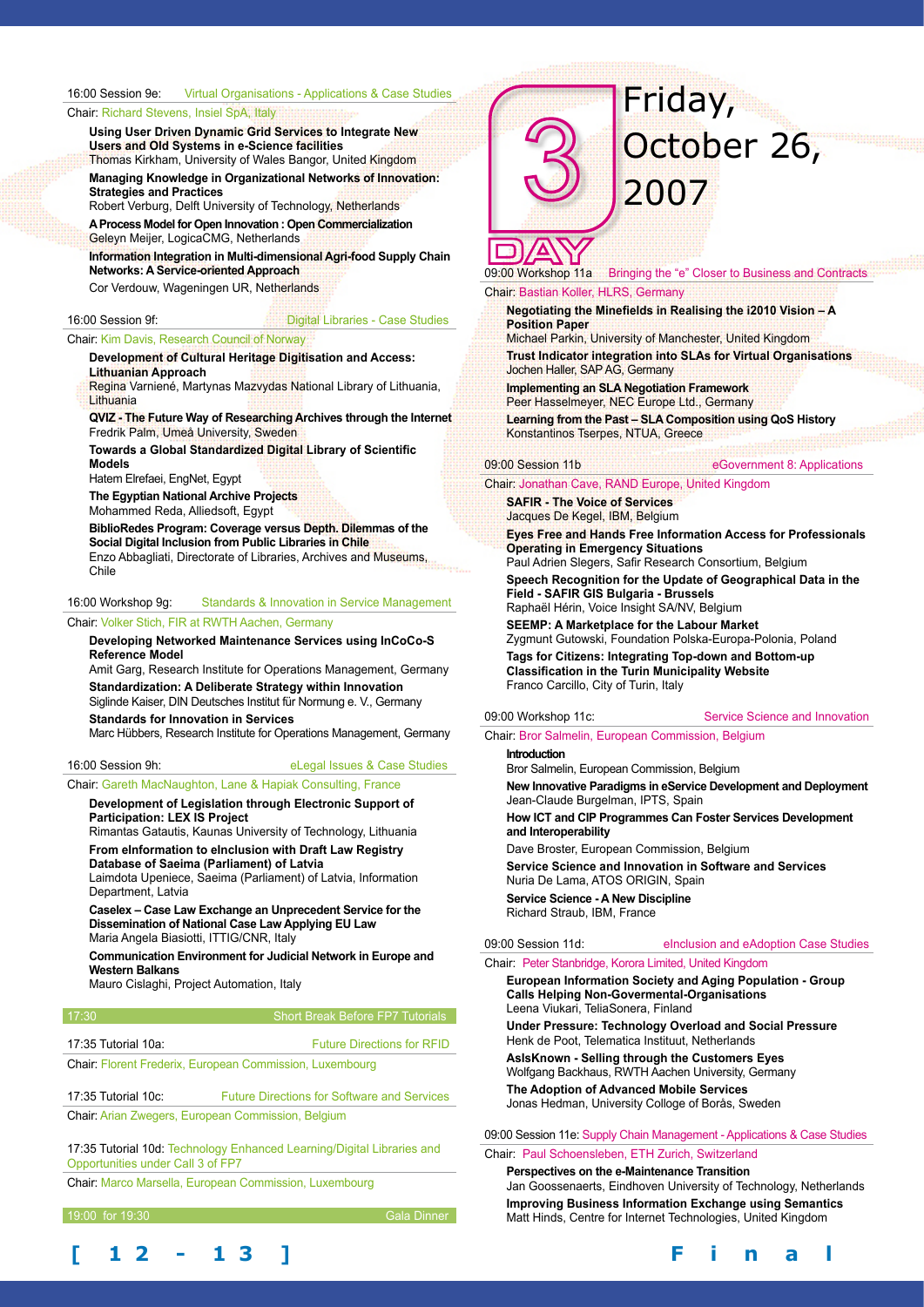16:00 Session 9e: Virtual Organisations - Applications & Case Studies

Chair: Richard Stevens, Insiel SpA, Italy

**Using User Driven Dynamic Grid Services to Integrate New Users and Old Systems in e-Science facilities**
Thomas Kirkham, University of Wales Bangor, United Kingdom

**Managing Knowledge in Organizational Networks of Innovation: Strategies and Practices**
Robert Verburg, Delft University of Technology, Netherlands

**A Process Model for Open Innovation : Open Commercialization**
Geleyn Meijer, LogicaCMG, Netherlands

**Information Integration in Multi-dimensional Agri-food Supply Chain Networks: A Service-oriented Approach**
Cor Verdouw, Wageningen UR, Netherlands

16:00 Session 9f: Digital Libraries - Case Studies

Chair: Kim Davis, Research Council of Norway

**Development of Cultural Heritage Digitisation and Access: Lithuanian Approach**
Regina Varnienė, Martynas Mazvydas National Library of Lithuania, Lithuania

**QVIZ - The Future Way of Researching Archives through the Internet**
Fredrik Palm, Umeå University, Sweden

**Towards a Global Standardized Digital Library of Scientific Models**
Hatem Elrefaei, EngNet, Egypt

**The Egyptian National Archive Projects**
Mohammed Reda, Alliedsoft, Egypt

**BiblioRedes Program: Coverage versus Depth. Dilemmas of the Social Digital Inclusion from Public Libraries in Chile**
Enzo Abbagliati, Directorate of Libraries, Archives and Museums, Chile

16:00 Workshop 9g: Standards & Innovation in Service Management

Chair: Volker Stich, FIR at RWTH Aachen, Germany

**Developing Networked Maintenance Services using InCoCo-S Reference Model**
Amit Garg, Research Institute for Operations Management, Germany

**Standardization: A Deliberate Strategy within Innovation**
Siglinde Kaiser, DIN Deutsches Institut für Normung e. V., Germany

**Standards for Innovation in Services**
Marc Hübbers, Research Institute for Operations Management, Germany

16:00 Session 9h: eLegal Issues & Case Studies

Chair: Gareth MacNaughton, Lane & Hapiak Consulting, France

**Development of Legislation through Electronic Support of Participation: LEX IS Project**
Rimantas Gatautis, Kaunas University of Technology, Lithuania

**From eInformation to eInclusion with Draft Law Registry Database of Saeima (Parliament) of Latvia**
Laimdota Upeniece, Saeima (Parliament) of Latvia, Information Department, Latvia

**Caselex – Case Law Exchange an Unprecedent Service for the Dissemination of National Case Law Applying EU Law**
Maria Angela Biasiotti, ITTIG/CNR, Italy

**Communication Environment for Judicial Network in Europe and Western Balkans**
Mauro Cislaghi, Project Automation, Italy

17:30 Short Break Before FP7 Tutorials

17:35 Tutorial 10a: Future Directions for RFID

Chair: Florent Frederix, European Commission, Luxembourg

17:35 Tutorial 10c: Future Directions for Software and Services

Chair: Arian Zwegers, European Commission, Belgium

17:35 Tutorial 10d: Technology Enhanced Learning/Digital Libraries and Opportunities under Call 3 of FP7

Chair: Marco Marsella, European Commission, Luxembourg

19:00 for 19:30 Gala Dinner

# DAY 3 Friday, October 26, 2007

09:00 Workshop 11a Bringing the "e" Closer to Business and Contracts

Chair: Bastian Koller, HLRS, Germany

**Negotiating the Minefields in Realising the i2010 Vision – A Position Paper**
Michael Parkin, University of Manchester, United Kingdom

**Trust Indicator integration into SLAs for Virtual Organisations**
Jochen Haller, SAP AG, Germany

**Implementing an SLA Negotiation Framework**
Peer Hasselmeyer, NEC Europe Ltd., Germany

**Learning from the Past – SLA Composition using QoS History**
Konstantinos Tserpes, NTUA, Greece

09:00 Session 11b eGovernment 8: Applications

Chair: Jonathan Cave, RAND Europe, United Kingdom

**SAFIR - The Voice of Services**
Jacques De Kegel, IBM, Belgium

**Eyes Free and Hands Free Information Access for Professionals Operating in Emergency Situations**
Paul Adrien Slegers, Safir Research Consortium, Belgium

**Speech Recognition for the Update of Geographical Data in the Field - SAFIR GIS Bulgaria - Brussels**
Raphaël Hérin, Voice Insight SA/NV, Belgium

**SEEMP: A Marketplace for the Labour Market**
Zygmunt Gutowski, Foundation Polska-Europa-Polonia, Poland

**Tags for Citizens: Integrating Top-down and Bottom-up Classification in the Turin Municipality Website**
Franco Carcillo, City of Turin, Italy

09:00 Workshop 11c: Service Science and Innovation

Chair: Bror Salmelin, European Commission, Belgium

**Introduction**
Bror Salmelin, European Commission, Belgium

**New Innovative Paradigms in eService Development and Deployment**
Jean-Claude Burgelman, IPTS, Spain

**How ICT and CIP Programmes Can Foster Services Development and Interoperability**
Dave Broster, European Commission, Belgium

**Service Science and Innovation in Software and Services**
Nuria De Lama, ATOS ORIGIN, Spain

**Service Science - A New Discipline**
Richard Straub, IBM, France

09:00 Session 11d: eInclusion and eAdoption Case Studies

Chair: Peter Stanbridge, Korora Limited, United Kingdom

**European Information Society and Aging Population - Group Calls Helping Non-Govermental-Organisations**
Leena Viukari, TeliaSonera, Finland

**Under Pressure: Technology Overload and Social Pressure**
Henk de Poot, Telematica Instituut, Netherlands

**AsIsKnown - Selling through the Customers Eyes**
Wolfgang Backhaus, RWTH Aachen University, Germany

**The Adoption of Advanced Mobile Services**
Jonas Hedman, University College of Borås, Sweden

09:00 Session 11e: Supply Chain Management - Applications & Case Studies

Chair: Paul Schoensleben, ETH Zurich, Switzerland

**Perspectives on the e-Maintenance Transition**
Jan Goossenaerts, Eindhoven University of Technology, Netherlands

**Improving Business Information Exchange using Semantics**
Matt Hinds, Centre for Internet Technologies, United Kingdom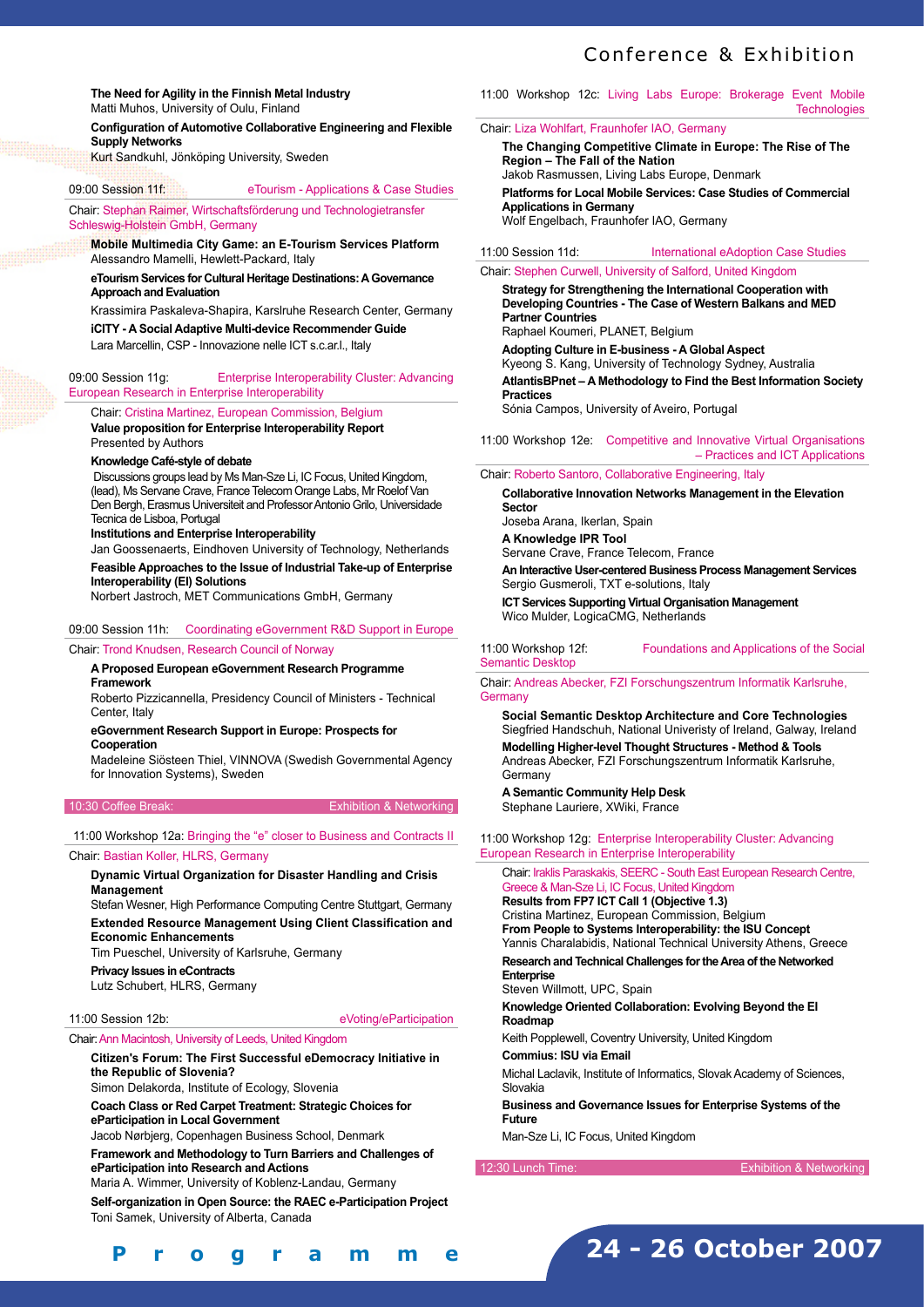**The Need for Agility in the Finnish Metal Industry**
Matti Muhos, University of Oulu, Finland

**Configuration of Automotive Collaborative Engineering and Flexible Supply Networks**
Kurt Sandkuhl, Jönköping University, Sweden

### 09:00 Session 11f: eTourism - Applications & Case Studies

Chair: Stephan Raimer, Wirtschaftsförderung und Technologietransfer Schleswig-Holstein GmbH, Germany

**Mobile Multimedia City Game: an E-Tourism Services Platform**
Alessandro Mamelli, Hewlett-Packard, Italy

**eTourism Services for Cultural Heritage Destinations: A Governance Approach and Evaluation**
Krassimira Paskaleva-Shapira, Karslruhe Research Center, Germany

**iCITY - A Social Adaptive Multi-device Recommender Guide**
Lara Marcellin, CSP - Innovazione nelle ICT s.c.ar.l., Italy

### 09:00 Session 11g: Enterprise Interoperability Cluster: Advancing European Research in Enterprise Interoperability

Chair: Cristina Martinez, European Commission, Belgium

**Value proposition for Enterprise Interoperability Report**
Presented by Authors

**Knowledge Café-style of debate**
Discussions groups lead by Ms Man-Sze Li, IC Focus, United Kingdom, (lead), Ms Servane Crave, France Telecom Orange Labs, Mr Roelof Van Den Bergh, Erasmus Universiteit and Professor Antonio Grilo, Universidade Tecnica de Lisboa, Portugal

**Institutions and Enterprise Interoperability**
Jan Goossenaerts, Eindhoven University of Technology, Netherlands

**Feasible Approaches to the Issue of Industrial Take-up of Enterprise Interoperability (EI) Solutions**
Norbert Jastroch, MET Communications GmbH, Germany

### 09:00 Session 11h: Coordinating eGovernment R&D Support in Europe

Chair: Trond Knudsen, Research Council of Norway

**A Proposed European eGovernment Research Programme Framework**
Roberto Pizzicannella, Presidency Council of Ministers - Technical Center, Italy

**eGovernment Research Support in Europe: Prospects for Cooperation**
Madeleine Siösteen Thiel, VINNOVA (Swedish Governmental Agency for Innovation Systems), Sweden

### 10:30 Coffee Break: Exhibition & Networking

### 11:00 Workshop 12a: Bringing the "e" closer to Business and Contracts II

Chair: Bastian Koller, HLRS, Germany

**Dynamic Virtual Organization for Disaster Handling and Crisis Management**
Stefan Wesner, High Performance Computing Centre Stuttgart, Germany

**Extended Resource Management Using Client Classification and Economic Enhancements**
Tim Pueschel, University of Karlsruhe, Germany

**Privacy Issues in eContracts**
Lutz Schubert, HLRS, Germany

### 11:00 Session 12b: eVoting/eParticipation

Chair: Ann Macintosh, University of Leeds, United Kingdom

**Citizen's Forum: The First Successful eDemocracy Initiative in the Republic of Slovenia?**
Simon Delakorda, Institute of Ecology, Slovenia

**Coach Class or Red Carpet Treatment: Strategic Choices for eParticipation in Local Government**
Jacob Nørbjerg, Copenhagen Business School, Denmark

**Framework and Methodology to Turn Barriers and Challenges of eParticipation into Research and Actions**
Maria A. Wimmer, University of Koblenz-Landau, Germany

**Self-organization in Open Source: the RAEC e-Participation Project**
Toni Samek, University of Alberta, Canada

### 11:00 Workshop 12c: Living Labs Europe: Brokerage Event Mobile Technologies

Chair: Liza Wohlfart, Fraunhofer IAO, Germany

**The Changing Competitive Climate in Europe: The Rise of The Region – The Fall of the Nation**
Jakob Rasmussen, Living Labs Europe, Denmark

**Platforms for Local Mobile Services: Case Studies of Commercial Applications in Germany**
Wolf Engelbach, Fraunhofer IAO, Germany

### 11:00 Session 11d: International eAdoption Case Studies

Chair: Stephen Curwell, University of Salford, United Kingdom

**Strategy for Strengthening the International Cooperation with Developing Countries - The Case of Western Balkans and MED Partner Countries**
Raphael Koumeri, PLANET, Belgium

**Adopting Culture in E-business - A Global Aspect**
Kyeong S. Kang, University of Technology Sydney, Australia

**AtlantisBPnet – A Methodology to Find the Best Information Society Practices**
Sónia Campos, University of Aveiro, Portugal

### 11:00 Workshop 12e: Competitive and Innovative Virtual Organisations – Practices and ICT Applications

Chair: Roberto Santoro, Collaborative Engineering, Italy

**Collaborative Innovation Networks Management in the Elevation Sector**
Joseba Arana, Ikerlan, Spain

**A Knowledge IPR Tool**
Servane Crave, France Telecom, France

**An Interactive User-centered Business Process Management Services**
Sergio Gusmeroli, TXT e-solutions, Italy

**ICT Services Supporting Virtual Organisation Management**
Wico Mulder, LogicaCMG, Netherlands

### 11:00 Workshop 12f: Foundations and Applications of the Social Semantic Desktop

Chair: Andreas Abecker, FZI Forschungszentrum Informatik Karlsruhe, Germany

**Social Semantic Desktop Architecture and Core Technologies**
Siegfried Handschuh, National Univeristy of Ireland, Galway, Ireland

**Modelling Higher-level Thought Structures - Method & Tools**
Andreas Abecker, FZI Forschungszentrum Informatik Karlsruhe, Germany

**A Semantic Community Help Desk**
Stephane Lauriere, XWiki, France

### 11:00 Workshop 12g: Enterprise Interoperability Cluster: Advancing European Research in Enterprise Interoperability

Chair: Iraklis Paraskakis, SEERC - South East European Research Centre, Greece & Man-Sze Li, IC Focus, United Kingdom

**Results from FP7 ICT Call 1 (Objective 1.3)**
Cristina Martinez, European Commission, Belgium

**From People to Systems Interoperability: the ISU Concept**
Yannis Charalabidis, National Technical University Athens, Greece

**Research and Technical Challenges for the Area of the Networked Enterprise**
Steven Willmott, UPC, Spain

**Knowledge Oriented Collaboration: Evolving Beyond the EI Roadmap**
Keith Popplewell, Coventry University, United Kingdom

**Commius: ISU via Email**
Michal Laclavik, Institute of Informatics, Slovak Academy of Sciences, Slovakia

**Business and Governance Issues for Enterprise Systems of the Future**
Man-Sze Li, IC Focus, United Kingdom

### 12:30 Lunch Time: Exhibition & Networking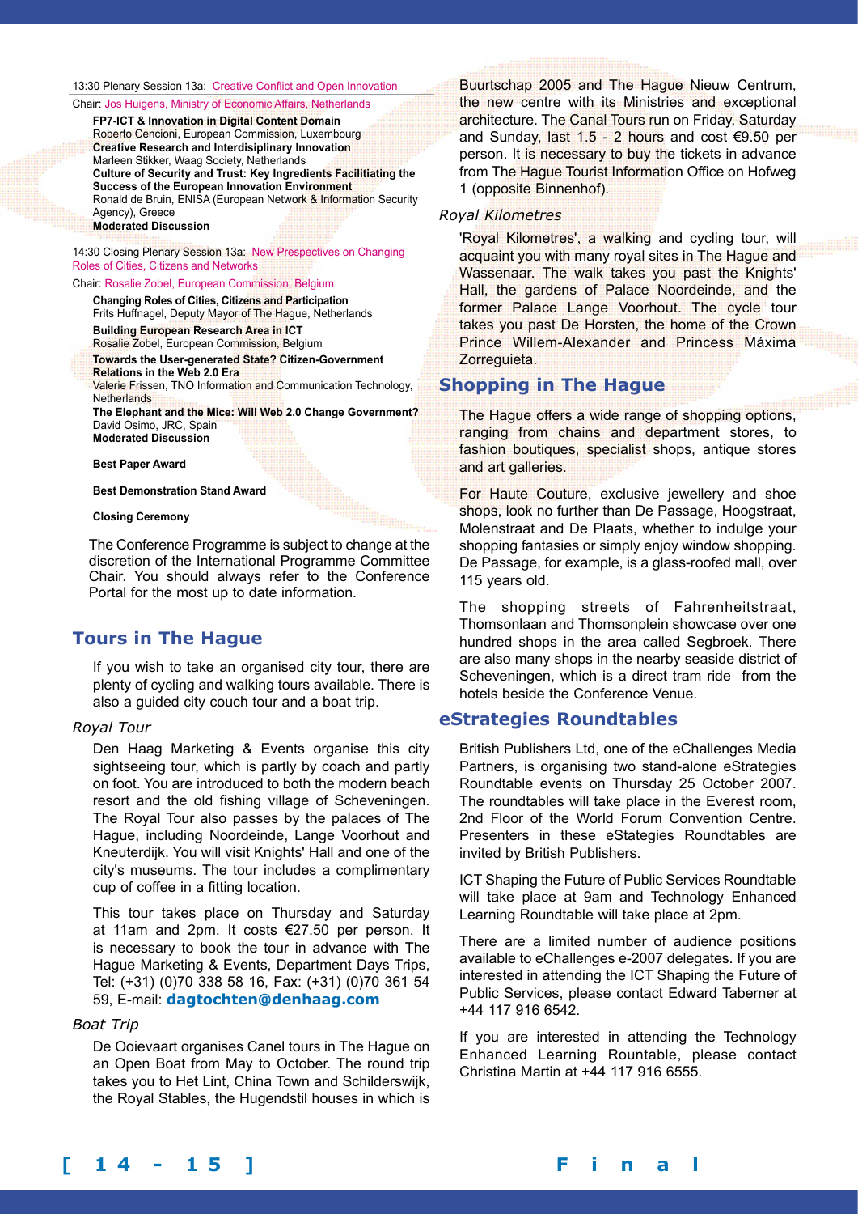13:30 Plenary Session 13a: Creative Conflict and Open Innovation

Chair: Jos Huigens, Ministry of Economic Affairs, Netherlands

**FP7-ICT & Innovation in Digital Content Domain**
Roberto Cencioni, European Commission, Luxembourg
**Creative Research and Interdisiplinary Innovation**
Marleen Stikker, Waag Society, Netherlands
**Culture of Security and Trust: Key Ingredients Facilitiating the Success of the European Innovation Environment**
Ronald de Bruin, ENISA (European Network & Information Security Agency), Greece
**Moderated Discussion**

14:30 Closing Plenary Session 13a: New Prespectives on Changing Roles of Cities, Citizens and Networks

Chair: Rosalie Zobel, European Commission, Belgium

**Changing Roles of Cities, Citizens and Participation**
Frits Huffnagel, Deputy Mayor of The Hague, Netherlands
**Building European Research Area in ICT**
Rosalie Zobel, European Commission, Belgium
**Towards the User-generated State? Citizen-Government Relations in the Web 2.0 Era**
Valerie Frissen, TNO Information and Communication Technology, Netherlands
**The Elephant and the Mice: Will Web 2.0 Change Government?**
David Osimo, JRC, Spain
**Moderated Discussion**

**Best Paper Award**

**Best Demonstration Stand Award**

**Closing Ceremony**

The Conference Programme is subject to change at the discretion of the International Programme Committee Chair. You should always refer to the Conference Portal for the most up to date information.

## Tours in The Hague

If you wish to take an organised city tour, there are plenty of cycling and walking tours available. There is also a guided city couch tour and a boat trip.

*Royal Tour*

Den Haag Marketing & Events organise this city sightseeing tour, which is partly by coach and partly on foot. You are introduced to both the modern beach resort and the old fishing village of Scheveningen. The Royal Tour also passes by the palaces of The Hague, including Noordeinde, Lange Voorhout and Kneuterdijk. You will visit Knights' Hall and one of the city's museums. The tour includes a complimentary cup of coffee in a fitting location.

This tour takes place on Thursday and Saturday at 11am and 2pm. It costs €27.50 per person. It is necessary to book the tour in advance with The Hague Marketing & Events, Department Days Trips, Tel: (+31) (0)70 338 58 16, Fax: (+31) (0)70 361 54 59, E-mail: **dagtochten@denhaag.com**

*Boat Trip*

De Ooievaart organises Canel tours in The Hague on an Open Boat from May to October. The round trip takes you to Het Lint, China Town and Schilderswijk, the Royal Stables, the Hugendstil houses in which is Buurtschap 2005 and The Hague Nieuw Centrum, the new centre with its Ministries and exceptional architecture. The Canal Tours run on Friday, Saturday and Sunday, last 1.5 - 2 hours and cost €9.50 per person. It is necessary to buy the tickets in advance from The Hague Tourist Information Office on Hofweg 1 (opposite Binnenhof).

*Royal Kilometres*

'Royal Kilometres', a walking and cycling tour, will acquaint you with many royal sites in The Hague and Wassenaar. The walk takes you past the Knights' Hall, the gardens of Palace Noordeinde, and the former Palace Lange Voorhout. The cycle tour takes you past De Horsten, the home of the Crown Prince Willem-Alexander and Princess Máxima Zorreguieta.

## Shopping in The Hague

The Hague offers a wide range of shopping options, ranging from chains and department stores, to fashion boutiques, specialist shops, antique stores and art galleries.

For Haute Couture, exclusive jewellery and shoe shops, look no further than De Passage, Hoogstraat, Molenstraat and De Plaats, whether to indulge your shopping fantasies or simply enjoy window shopping. De Passage, for example, is a glass-roofed mall, over 115 years old.

The shopping streets of Fahrenheitstraat, Thomsonlaan and Thomsonplein showcase over one hundred shops in the area called Segbroek. There are also many shops in the nearby seaside district of Schevenningen, which is a direct tram ride from the hotels beside the Conference Venue.

## eStrategies Roundtables

British Publishers Ltd, one of the eChallenges Media Partners, is organising two stand-alone eStrategies Roundtable events on Thursday 25 October 2007. The roundtables will take place in the Everest room, 2nd Floor of the World Forum Convention Centre. Presenters in these eStategies Roundtables are invited by British Publishers.

ICT Shaping the Future of Public Services Roundtable will take place at 9am and Technology Enhanced Learning Roundtable will take place at 2pm.

There are a limited number of audience positions available to eChallenges e-2007 delegates. If you are interested in attending the ICT Shaping the Future of Public Services, please contact Edward Taberner at +44 117 916 6542.

If you are interested in attending the Technology Enhanced Learning Rountable, please contact Christina Martin at +44 117 916 6555.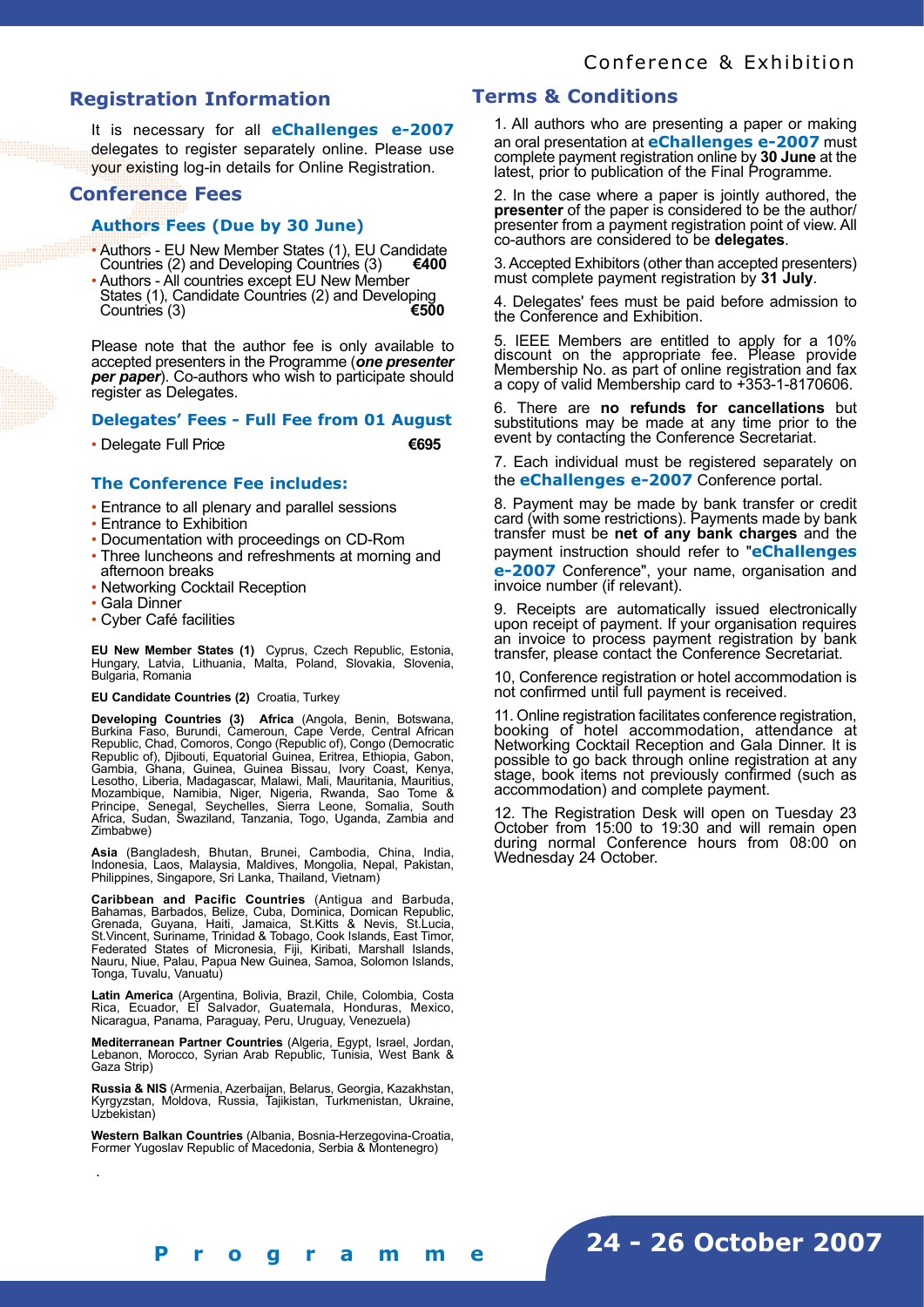## Registration Information

It is necessary for all **eChallenges e-2007** delegates to register separately online. Please use your existing log-in details for Online Registration.

## Conference Fees

### Authors Fees (Due by 30 June)

- Authors - EU New Member States (1), EU Candidate Countries (2) and Developing Countries (3) **€400**
- Authors - All countries except EU New Member States (1), Candidate Countries (2) and Developing Countries (3) **€500**

Please note that the author fee is only available to accepted presenters in the Programme (***one presenter per paper***). Co-authors who wish to participate should register as Delegates.

### Delegates' Fees - Full Fee from 01 August

- Delegate Full Price **€695**

### The Conference Fee includes:

- Entrance to all plenary and parallel sessions
- Entrance to Exhibition
- Documentation with proceedings on CD-Rom
- Three luncheons and refreshments at morning and afternoon breaks
- Networking Cocktail Reception
- Gala Dinner
- Cyber Café facilities

**EU New Member States (1)** Cyprus, Czech Republic, Estonia, Hungary, Latvia, Lithuania, Malta, Poland, Slovakia, Slovenia, Bulgaria, Romania

**EU Candidate Countries (2)** Croatia, Turkey

**Developing Countries (3) Africa** (Angola, Benin, Botswana, Burkina Faso, Burundi, Cameroun, Cape Verde, Central African Republic, Chad, Comoros, Congo (Republic of), Congo (Democratic Republic of), Djibouti, Equatorial Guinea, Eritrea, Ethiopia, Gabon, Gambia, Ghana, Guinea, Guinea Bissau, Ivory Coast, Kenya, Lesotho, Liberia, Madagascar, Malawi, Mali, Mauritania, Mauritius, Mozambique, Namibia, Niger, Nigeria, Rwanda, Sao Tome & Principe, Senegal, Seychelles, Sierra Leone, Somalia, South Africa, Sudan, Swaziland, Tanzania, Togo, Uganda, Zambia and Zimbabwe)

**Asia** (Bangladesh, Bhutan, Brunei, Cambodia, China, India, Indonesia, Laos, Malaysia, Maldives, Mongolia, Nepal, Pakistan, Philippines, Singapore, Sri Lanka, Thailand, Vietnam)

**Caribbean and Pacific Countries** (Antigua and Barbuda, Bahamas, Barbados, Belize, Cuba, Dominica, Domican Republic, Grenada, Guyana, Haiti, Jamaica, St.Kitts & Nevis, St.Lucia, St.Vincent, Suriname, Trinidad & Tobago, Cook Islands, East Timor, Federated States of Micronesia, Fiji, Kiribati, Marshall Islands, Nauru, Niue, Palau, Papua New Guinea, Samoa, Solomon Islands, Tonga, Tuvalu, Vanuatu)

**Latin America** (Argentina, Bolivia, Brazil, Chile, Colombia, Costa Rica, Ecuador, El Salvador, Guatemala, Honduras, Mexico, Nicaragua, Panama, Paraguay, Peru, Uruguay, Venezuela)

**Mediterranean Partner Countries** (Algeria, Egypt, Israel, Jordan, Lebanon, Morocco, Syrian Arab Republic, Tunisia, West Bank & Gaza Strip)

**Russia & NIS** (Armenia, Azerbaijan, Belarus, Georgia, Kazakhstan, Kyrgyzstan, Moldova, Russia, Tajikistan, Turkmenistan, Ukraine, Uzbekistan)

**Western Balkan Countries** (Albania, Bosnia-Herzegovina-Croatia, Former Yugoslav Republic of Macedonia, Serbia & Montenegro)

## Terms & Conditions

1. All authors who are presenting a paper or making an oral presentation at **eChallenges e-2007** must complete payment registration online by **30 June** at the latest, prior to publication of the Final Programme.

2. In the case where a paper is jointly authored, the **presenter** of the paper is considered to be the author/ presenter from a payment registration point of view. All co-authors are considered to be **delegates**.

3. Accepted Exhibitors (other than accepted presenters) must complete payment registration by **31 July**.

4. Delegates' fees must be paid before admission to the Conference and Exhibition.

5. IEEE Members are entitled to apply for a 10% discount on the appropriate fee. Please provide Membership No. as part of online registration and fax a copy of valid Membership card to +353-1-8170606.

6. There are **no refunds for cancellations** but substitutions may be made at any time prior to the event by contacting the Conference Secretariat.

7. Each individual must be registered separately on the **eChallenges e-2007** Conference portal.

8. Payment may be made by bank transfer or credit card (with some restrictions). Payments made by bank transfer must be **net of any bank charges** and the payment instruction should refer to "**eChallenges e-2007** Conference", your name, organisation and invoice number (if relevant).

9. Receipts are automatically issued electronically upon receipt of payment. If your organisation requires an invoice to process payment registration by bank transfer, please contact the Conference Secretariat.

10, Conference registration or hotel accommodation is not confirmed until full payment is received.

11. Online registration facilitates conference registration, booking of hotel accommodation, attendance at Networking Cocktail Reception and Gala Dinner. It is possible to go back through online registration at any stage, book items not previously confirmed (such as accommodation) and complete payment.

12. The Registration Desk will open on Tuesday 23 October from 15:00 to 19:30 and will remain open during normal Conference hours from 08:00 on Wednesday 24 October.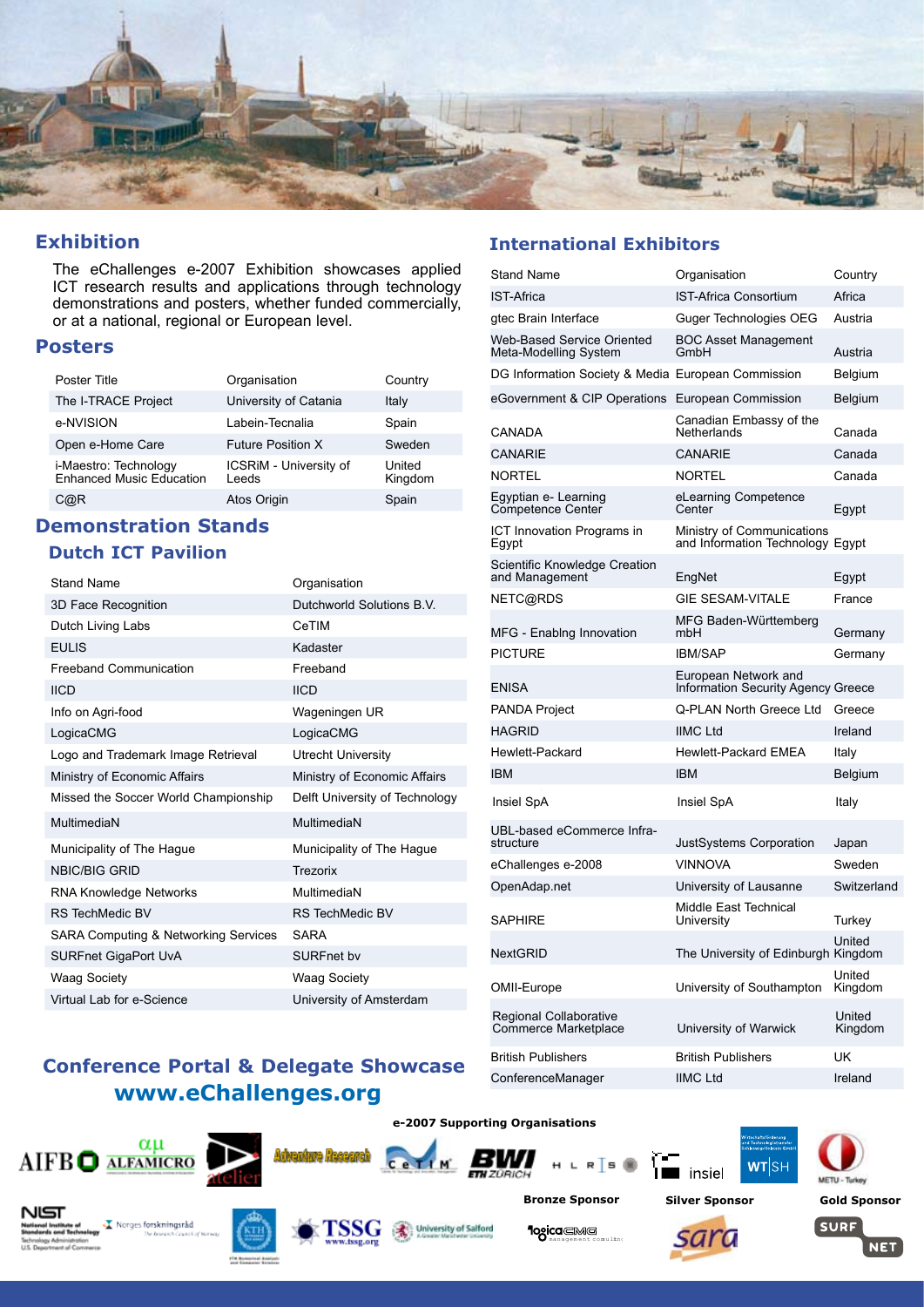## Exhibition

The eChallenges e-2007 Exhibition showcases applied ICT research results and applications through technology demonstrations and posters, whether funded commercially, or at a national, regional or European level.

## Posters

| Poster Title | Organisation | Country |
|---|---|---|
| The I-TRACE Project | University of Catania | Italy |
| e-NVISION | Labein-Tecnalia | Spain |
| Open e-Home Care | Future Position X | Sweden |
| i-Maestro: Technology Enhanced Music Education | ICSRiM - University of Leeds | United Kingdom |
| C@R | Atos Origin | Spain |

## Demonstration Stands

### Dutch ICT Pavilion

| Stand Name | Organisation |
|---|---|
| 3D Face Recognition | Dutchworld Solutions B.V. |
| Dutch Living Labs | CeTIM |
| EULIS | Kadaster |
| Freeband Communication | Freeband |
| IICD | IICD |
| Info on Agri-food | Wageningen UR |
| LogicaCMG | LogicaCMG |
| Logo and Trademark Image Retrieval | Utrecht University |
| Ministry of Economic Affairs | Ministry of Economic Affairs |
| Missed the Soccer World Championship | Delft University of Technology |
| MultimediaN | MultimediaN |
| Municipality of The Hague | Municipality of The Hague |
| NBIC/BIG GRID | Trezorix |
| RNA Knowledge Networks | MultimediaN |
| RS TechMedic BV | RS TechMedic BV |
| SARA Computing & Networking Services | SARA |
| SURFnet GigaPort UvA | SURFnet bv |
| Waag Society | Waag Society |
| Virtual Lab for e-Science | University of Amsterdam |

## International Exhibitors

| Stand Name | Organisation | Country |
|---|---|---|
| IST-Africa | IST-Africa Consortium | Africa |
| gtec Brain Interface | Guger Technologies OEG | Austria |
| Web-Based Service Oriented Meta-Modelling System | BOC Asset Management GmbH | Austria |
| DG Information Society & Media | European Commission | Belgium |
| eGovernment & CIP Operations | European Commission | Belgium |
| CANADA | Canadian Embassy of the Netherlands | Canada |
| CANARIE | CANARIE | Canada |
| NORTEL | NORTEL | Canada |
| Egyptian e- Learning Competence Center | eLearning Competence Center | Egypt |
| ICT Innovation Programs in Egypt | Ministry of Communications and Information Technology | Egypt |
| Scientific Knowledge Creation and Management | EngNet | Egypt |
| NETC@RDS | GIE SESAM-VITALE | France |
| MFG - Enablng Innovation | MFG Baden-Württemberg mbH | Germany |
| PICTURE | IBM/SAP | Germany |
| ENISA | European Network and Information Security Agency | Greece |
| PANDA Project | Q-PLAN North Greece Ltd | Greece |
| HAGRID | IIMC Ltd | Ireland |
| Hewlett-Packard | Hewlett-Packard EMEA | Italy |
| IBM | IBM | Belgium |
| Insiel SpA | Insiel SpA | Italy |
| UBL-based eCommerce Infra-structure | JustSystems Corporation | Japan |
| eChallenges e-2008 | VINNOVA | Sweden |
| OpenAdap.net | University of Lausanne | Switzerland |
| SAPHIRE | Middle East Technical University | Turkey |
| NextGRID | The University of Edinburgh | United Kingdom |
| OMII-Europe | University of Southampton | United Kingdom |
| Regional Collaborative Commerce Marketplace | University of Warwick | United Kingdom |
| British Publishers | British Publishers | UK |
| ConferenceManager | IIMC Ltd | Ireland |

## Conference Portal & Delegate Showcase
## www.eChallenges.org

**e-2007 Supporting Organisations**

**Bronze Sponsor**

**Silver Sponsor**

**Gold Sponsor**